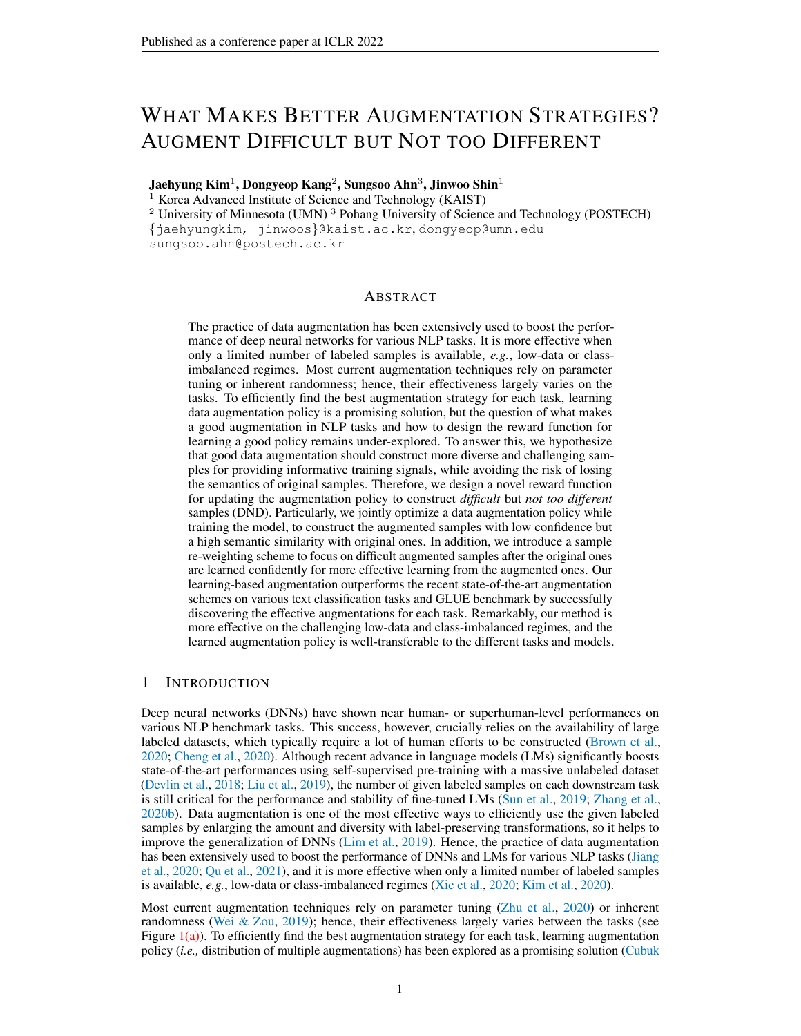# WHAT MAKES BETTER AUGMENTATION STRATEGIES? AUGMENT DIFFICULT BUT NOT TOO DIFFERENT

**Jaehyung Kim**[1], **Dongyeop Kang**[2], **Sungsoo Ahn**[3], **Jinwoo Shin**[1]

[1] Korea Advanced Institute of Science and Technology (KAIST)

[2] University of Minnesota (UMN) [3] Pohang University of Science and Technology (POSTECH)

{jaehyungkim, jinwoos}@kaist.ac.kr, dongyeop@umn.edu

sungsoo.ahn@postech.ac.kr

## ABSTRACT

The practice of data augmentation has been extensively used to boost the performance of deep neural networks for various NLP tasks. It is more effective when only a limited number of labeled samples is available, *e.g.*, low-data or class-imbalanced regimes. Most current augmentation techniques rely on parameter tuning or inherent randomness; hence, their effectiveness largely varies on the tasks. To efficiently find the best augmentation strategy for each task, learning data augmentation policy is a promising solution, but the question of what makes a good augmentation in NLP tasks and how to design the reward function for learning a good policy remains under-explored. To answer this, we hypothesize that good data augmentation should construct more diverse and challenging samples for providing informative training signals, while avoiding the risk of losing the semantics of original samples. Therefore, we design a novel reward function for updating the augmentation policy to construct *difficult* but *not too different* samples (DND). Particularly, we jointly optimize a data augmentation policy while training the model, to construct the augmented samples with low confidence but a high semantic similarity with original ones. In addition, we introduce a sample re-weighting scheme to focus on difficult augmented samples after the original ones are learned confidently for more effective learning from the augmented ones. Our learning-based augmentation outperforms the recent state-of-the-art augmentation schemes on various text classification tasks and GLUE benchmark by successfully discovering the effective augmentations for each task. Remarkably, our method is more effective on the challenging low-data and class-imbalanced regimes, and the learned augmentation policy is well-transferable to the different tasks and models.

## 1 INTRODUCTION

Deep neural networks (DNNs) have shown near human- or superhuman-level performances on various NLP benchmark tasks. This success, however, crucially relies on the availability of large labeled datasets, which typically require a lot of human efforts to be constructed (Brown et al., 2020; Cheng et al., 2020). Although recent advance in language models (LMs) significantly boosts state-of-the-art performances using self-supervised pre-training with a massive unlabeled dataset (Devlin et al., 2018; Liu et al., 2019), the number of given labeled samples on each downstream task is still critical for the performance and stability of fine-tuned LMs (Sun et al., 2019; Zhang et al., 2020b). Data augmentation is one of the most effective ways to efficiently use the given labeled samples by enlarging the amount and diversity with label-preserving transformations, so it helps to improve the generalization of DNNs (Lim et al., 2019). Hence, the practice of data augmentation has been extensively used to boost the performance of DNNs and LMs for various NLP tasks (Jiang et al., 2020; Qu et al., 2021), and it is more effective when only a limited number of labeled samples is available, *e.g.*, low-data or class-imbalanced regimes (Xie et al., 2020; Kim et al., 2020).

Most current augmentation techniques rely on parameter tuning (Zhu et al., 2020) or inherent randomness (Wei & Zou, 2019); hence, their effectiveness largely varies between the tasks (see Figure 1(a)). To efficiently find the best augmentation strategy for each task, learning augmentation policy (*i.e.,* distribution of multiple augmentations) has been explored as a promising solution (Cubuk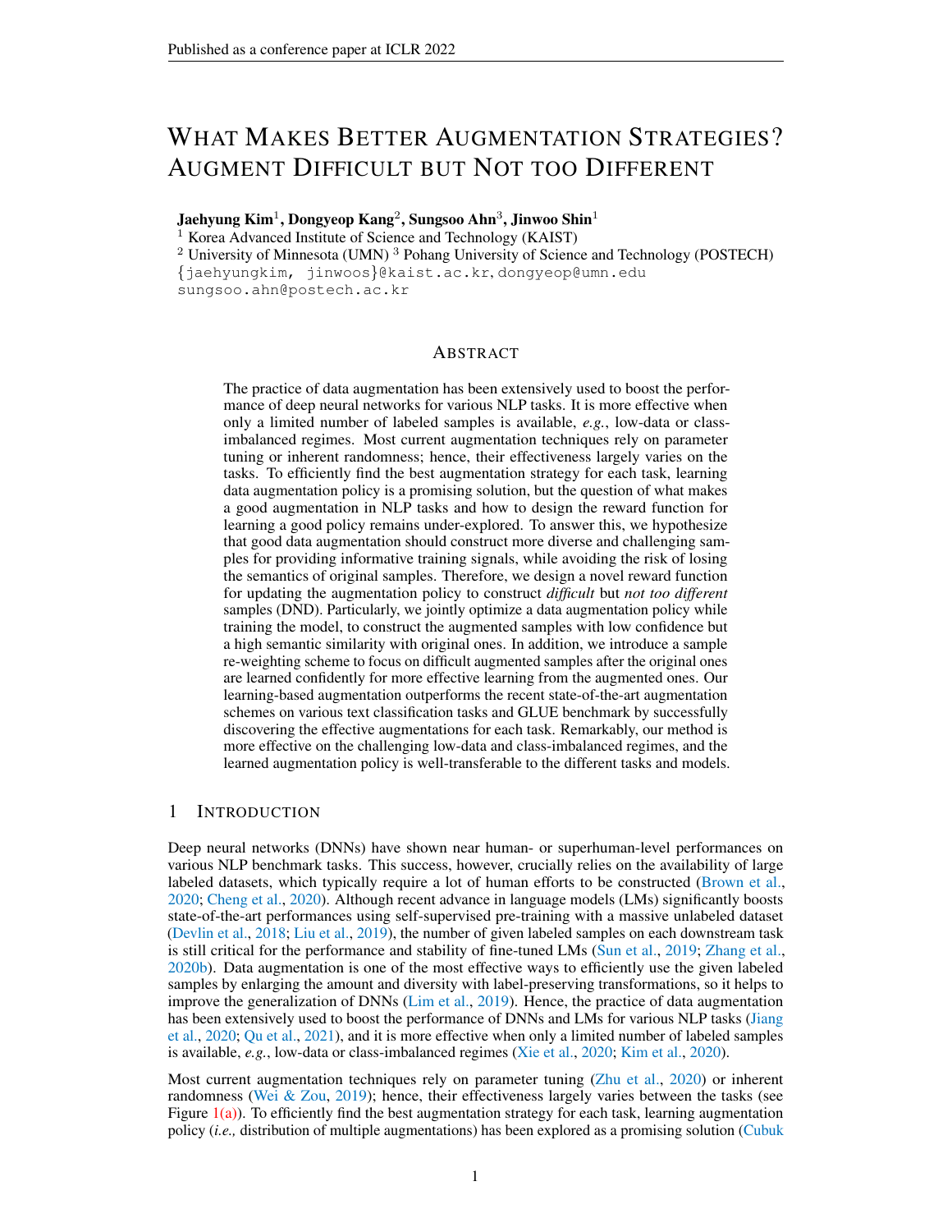# WHAT MAKES BETTER AUGMENTATION STRATEGIES? AUGMENT DIFFICULT BUT NOT TOO DIFFERENT

**Jaehyung Kim**[1], **Dongyeop Kang**[2], **Sungsoo Ahn**[3], **Jinwoo Shin**[1]

[1] Korea Advanced Institute of Science and Technology (KAIST)
[2] University of Minnesota (UMN) [3] Pohang University of Science and Technology (POSTECH)
{jaehyungkim, jinwoos}@kaist.ac.kr, dongyeop@umn.edu
sungsoo.ahn@postech.ac.kr

## ABSTRACT

The practice of data augmentation has been extensively used to boost the performance of deep neural networks for various NLP tasks. It is more effective when only a limited number of labeled samples is available, *e.g.*, low-data or class-imbalanced regimes. Most current augmentation techniques rely on parameter tuning or inherent randomness; hence, their effectiveness largely varies on the tasks. To efficiently find the best augmentation strategy for each task, learning data augmentation policy is a promising solution, but the question of what makes a good augmentation in NLP tasks and how to design the reward function for learning a good policy remains under-explored. To answer this, we hypothesize that good data augmentation should construct more diverse and challenging samples for providing informative training signals, while avoiding the risk of losing the semantics of original samples. Therefore, we design a novel reward function for updating the augmentation policy to construct *difficult* but *not too different* samples (DND). Particularly, we jointly optimize a data augmentation policy while training the model, to construct the augmented samples with low confidence but a high semantic similarity with original ones. In addition, we introduce a sample re-weighting scheme to focus on difficult augmented samples after the original ones are learned confidently for more effective learning from the augmented ones. Our learning-based augmentation outperforms the recent state-of-the-art augmentation schemes on various text classification tasks and GLUE benchmark by successfully discovering the effective augmentations for each task. Remarkably, our method is more effective on the challenging low-data and class-imbalanced regimes, and the learned augmentation policy is well-transferable to the different tasks and models.

## 1 INTRODUCTION

Deep neural networks (DNNs) have shown near human- or superhuman-level performances on various NLP benchmark tasks. This success, however, crucially relies on the availability of large labeled datasets, which typically require a lot of human efforts to be constructed (Brown et al., 2020; Cheng et al., 2020). Although recent advance in language models (LMs) significantly boosts state-of-the-art performances using self-supervised pre-training with a massive unlabeled dataset (Devlin et al., 2018; Liu et al., 2019), the number of given labeled samples on each downstream task is still critical for the performance and stability of fine-tuned LMs (Sun et al., 2019; Zhang et al., 2020b). Data augmentation is one of the most effective ways to efficiently use the given labeled samples by enlarging the amount and diversity with label-preserving transformations, so it helps to improve the generalization of DNNs (Lim et al., 2019). Hence, the practice of data augmentation has been extensively used to boost the performance of DNNs and LMs for various NLP tasks (Jiang et al., 2020; Qu et al., 2021), and it is more effective when only a limited number of labeled samples is available, *e.g.*, low-data or class-imbalanced regimes (Xie et al., 2020; Kim et al., 2020).

Most current augmentation techniques rely on parameter tuning (Zhu et al., 2020) or inherent randomness (Wei & Zou, 2019); hence, their effectiveness largely varies between the tasks (see Figure 1(a)). To efficiently find the best augmentation strategy for each task, learning augmentation policy (*i.e.,* distribution of multiple augmentations) has been explored as a promising solution (Cubuk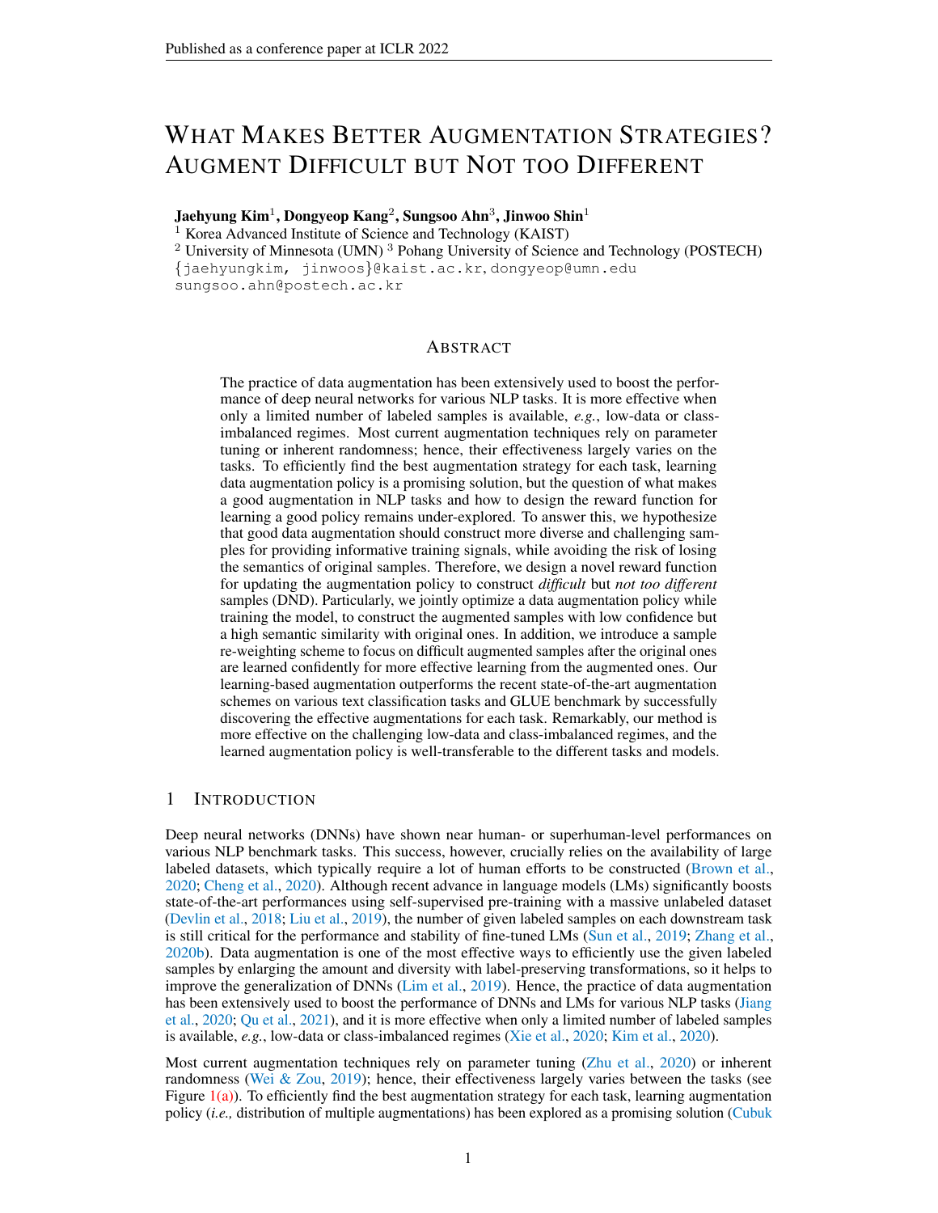# What Makes Better Augmentation Strategies? Augment Difficult but Not too Different

**Jaehyung Kim**[1], **Dongyeop Kang**[2], **Sungsoo Ahn**[3], **Jinwoo Shin**[1]

[1] Korea Advanced Institute of Science and Technology (KAIST)
[2] University of Minnesota (UMN) [3] Pohang University of Science and Technology (POSTECH)
{jaehyungkim, jinwoos}@kaist.ac.kr, dongyeop@umn.edu
sungsoo.ahn@postech.ac.kr

## Abstract

The practice of data augmentation has been extensively used to boost the performance of deep neural networks for various NLP tasks. It is more effective when only a limited number of labeled samples is available, *e.g.*, low-data or class-imbalanced regimes. Most current augmentation techniques rely on parameter tuning or inherent randomness; hence, their effectiveness largely varies on the tasks. To efficiently find the best augmentation strategy for each task, learning data augmentation policy is a promising solution, but the question of what makes a good augmentation in NLP tasks and how to design the reward function for learning a good policy remains under-explored. To answer this, we hypothesize that good data augmentation should construct more diverse and challenging samples for providing informative training signals, while avoiding the risk of losing the semantics of original samples. Therefore, we design a novel reward function for updating the augmentation policy to construct *difficult* but *not too different* samples (DND). Particularly, we jointly optimize a data augmentation policy while training the model, to construct the augmented samples with low confidence but a high semantic similarity with original ones. In addition, we introduce a sample re-weighting scheme to focus on difficult augmented samples after the original ones are learned confidently for more effective learning from the augmented ones. Our learning-based augmentation outperforms the recent state-of-the-art augmentation schemes on various text classification tasks and GLUE benchmark by successfully discovering the effective augmentations for each task. Remarkably, our method is more effective on the challenging low-data and class-imbalanced regimes, and the learned augmentation policy is well-transferable to the different tasks and models.

## 1 Introduction

Deep neural networks (DNNs) have shown near human- or superhuman-level performances on various NLP benchmark tasks. This success, however, crucially relies on the availability of large labeled datasets, which typically require a lot of human efforts to be constructed (Brown et al., 2020; Cheng et al., 2020). Although recent advance in language models (LMs) significantly boosts state-of-the-art performances using self-supervised pre-training with a massive unlabeled dataset (Devlin et al., 2018; Liu et al., 2019), the number of given labeled samples on each downstream task is still critical for the performance and stability of fine-tuned LMs (Sun et al., 2019; Zhang et al., 2020b). Data augmentation is one of the most effective ways to efficiently use the given labeled samples by enlarging the amount and diversity with label-preserving transformations, so it helps to improve the generalization of DNNs (Lim et al., 2019). Hence, the practice of data augmentation has been extensively used to boost the performance of DNNs and LMs for various NLP tasks (Jiang et al., 2020; Qu et al., 2021), and it is more effective when only a limited number of labeled samples is available, *e.g.*, low-data or class-imbalanced regimes (Xie et al., 2020; Kim et al., 2020).

Most current augmentation techniques rely on parameter tuning (Zhu et al., 2020) or inherent randomness (Wei & Zou, 2019); hence, their effectiveness largely varies between the tasks (see Figure 1(a)). To efficiently find the best augmentation strategy for each task, learning augmentation policy (*i.e.,* distribution of multiple augmentations) has been explored as a promising solution (Cubuk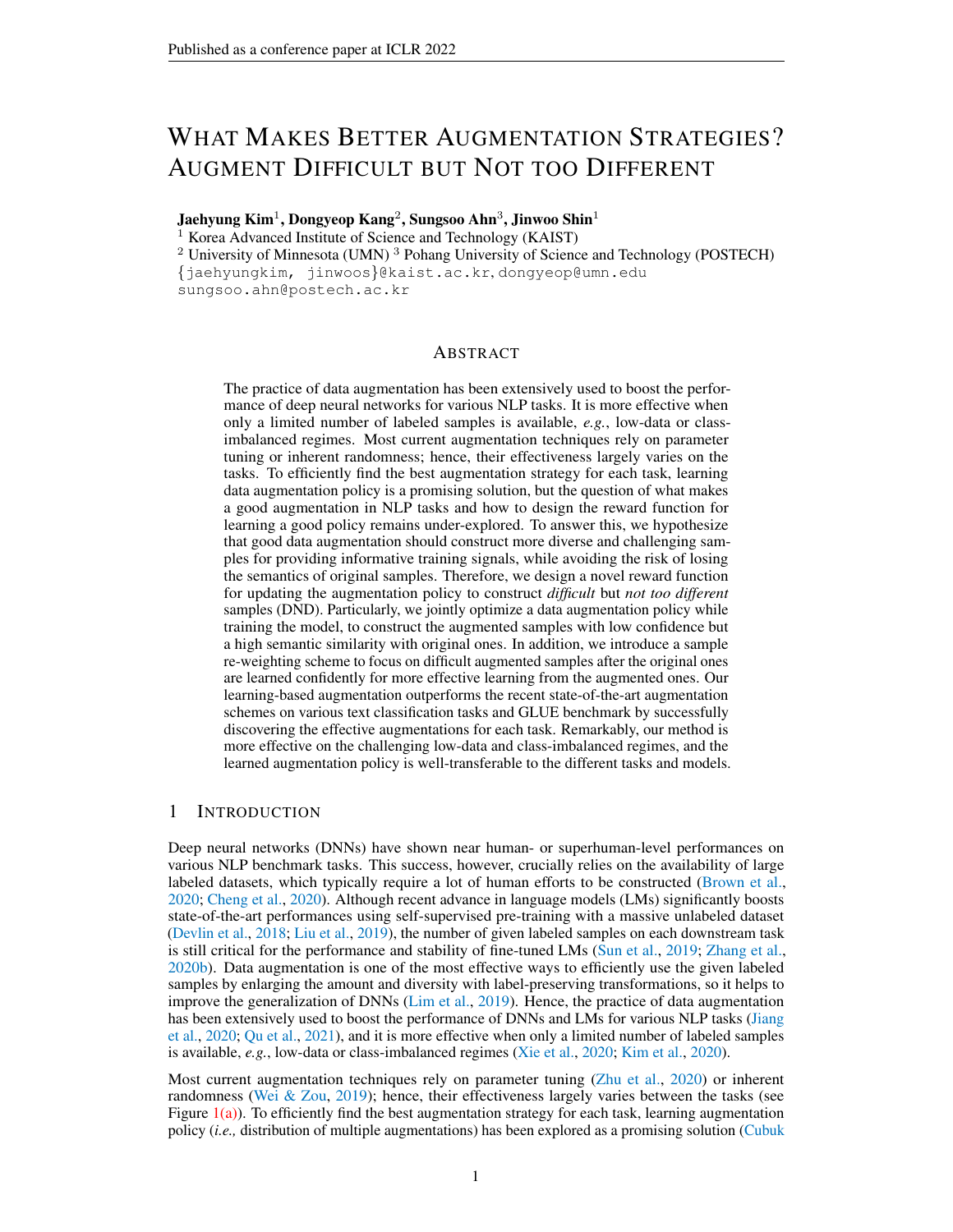# WHAT MAKES BETTER AUGMENTATION STRATEGIES? AUGMENT DIFFICULT BUT NOT TOO DIFFERENT

**Jaehyung Kim**[1], **Dongyeop Kang**[2], **Sungsoo Ahn**[3], **Jinwoo Shin**[1]

[1] Korea Advanced Institute of Science and Technology (KAIST)
[2] University of Minnesota (UMN) [3] Pohang University of Science and Technology (POSTECH)
{jaehyungkim, jinwoos}@kaist.ac.kr, dongyeop@umn.edu
sungsoo.ahn@postech.ac.kr

## ABSTRACT

The practice of data augmentation has been extensively used to boost the performance of deep neural networks for various NLP tasks. It is more effective when only a limited number of labeled samples is available, *e.g.*, low-data or class-imbalanced regimes. Most current augmentation techniques rely on parameter tuning or inherent randomness; hence, their effectiveness largely varies on the tasks. To efficiently find the best augmentation strategy for each task, learning data augmentation policy is a promising solution, but the question of what makes a good augmentation in NLP tasks and how to design the reward function for learning a good policy remains under-explored. To answer this, we hypothesize that good data augmentation should construct more diverse and challenging samples for providing informative training signals, while avoiding the risk of losing the semantics of original samples. Therefore, we design a novel reward function for updating the augmentation policy to construct *difficult* but *not too different* samples (DND). Particularly, we jointly optimize a data augmentation policy while training the model, to construct the augmented samples with low confidence but a high semantic similarity with original ones. In addition, we introduce a sample re-weighting scheme to focus on difficult augmented samples after the original ones are learned confidently for more effective learning from the augmented ones. Our learning-based augmentation outperforms the recent state-of-the-art augmentation schemes on various text classification tasks and GLUE benchmark by successfully discovering the effective augmentations for each task. Remarkably, our method is more effective on the challenging low-data and class-imbalanced regimes, and the learned augmentation policy is well-transferable to the different tasks and models.

## 1 INTRODUCTION

Deep neural networks (DNNs) have shown near human- or superhuman-level performances on various NLP benchmark tasks. This success, however, crucially relies on the availability of large labeled datasets, which typically require a lot of human efforts to be constructed (Brown et al., 2020; Cheng et al., 2020). Although recent advance in language models (LMs) significantly boosts state-of-the-art performances using self-supervised pre-training with a massive unlabeled dataset (Devlin et al., 2018; Liu et al., 2019), the number of given labeled samples on each downstream task is still critical for the performance and stability of fine-tuned LMs (Sun et al., 2019; Zhang et al., 2020b). Data augmentation is one of the most effective ways to efficiently use the given labeled samples by enlarging the amount and diversity with label-preserving transformations, so it helps to improve the generalization of DNNs (Lim et al., 2019). Hence, the practice of data augmentation has been extensively used to boost the performance of DNNs and LMs for various NLP tasks (Jiang et al., 2020; Qu et al., 2021), and it is more effective when only a limited number of labeled samples is available, *e.g.*, low-data or class-imbalanced regimes (Xie et al., 2020; Kim et al., 2020).

Most current augmentation techniques rely on parameter tuning (Zhu et al., 2020) or inherent randomness (Wei & Zou, 2019); hence, their effectiveness largely varies between the tasks (see Figure 1(a)). To efficiently find the best augmentation strategy for each task, learning augmentation policy (*i.e.,* distribution of multiple augmentations) has been explored as a promising solution (Cubuk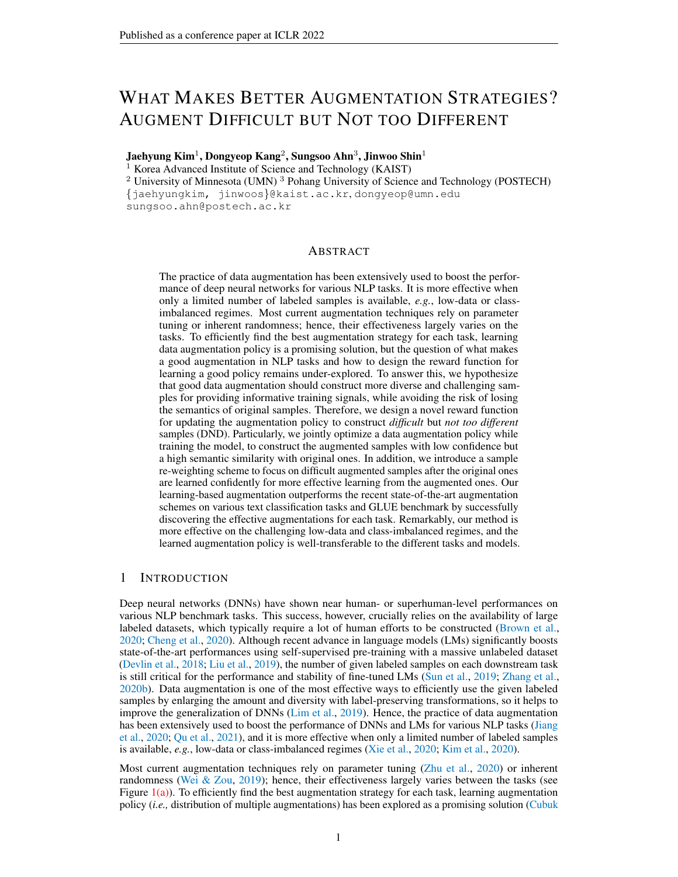# What Makes Better Augmentation Strategies? Augment Difficult but Not too Different

**Jaehyung Kim**[1], **Dongyeop Kang**[2], **Sungsoo Ahn**[3], **Jinwoo Shin**[1]

[1] Korea Advanced Institute of Science and Technology (KAIST)

[2] University of Minnesota (UMN) [3] Pohang University of Science and Technology (POSTECH)

{jaehyungkim, jinwoos}@kaist.ac.kr, dongyeop@umn.edu

sungsoo.ahn@postech.ac.kr

## Abstract

The practice of data augmentation has been extensively used to boost the performance of deep neural networks for various NLP tasks. It is more effective when only a limited number of labeled samples is available, *e.g.*, low-data or class-imbalanced regimes. Most current augmentation techniques rely on parameter tuning or inherent randomness; hence, their effectiveness largely varies on the tasks. To efficiently find the best augmentation strategy for each task, learning data augmentation policy is a promising solution, but the question of what makes a good augmentation in NLP tasks and how to design the reward function for learning a good policy remains under-explored. To answer this, we hypothesize that good data augmentation should construct more diverse and challenging samples for providing informative training signals, while avoiding the risk of losing the semantics of original samples. Therefore, we design a novel reward function for updating the augmentation policy to construct *difficult* but *not too different* samples (DND). Particularly, we jointly optimize a data augmentation policy while training the model, to construct the augmented samples with low confidence but a high semantic similarity with original ones. In addition, we introduce a sample re-weighting scheme to focus on difficult augmented samples after the original ones are learned confidently for more effective learning from the augmented ones. Our learning-based augmentation outperforms the recent state-of-the-art augmentation schemes on various text classification tasks and GLUE benchmark by successfully discovering the effective augmentations for each task. Remarkably, our method is more effective on the challenging low-data and class-imbalanced regimes, and the learned augmentation policy is well-transferable to the different tasks and models.

## 1 Introduction

Deep neural networks (DNNs) have shown near human- or superhuman-level performances on various NLP benchmark tasks. This success, however, crucially relies on the availability of large labeled datasets, which typically require a lot of human efforts to be constructed (Brown et al., 2020; Cheng et al., 2020). Although recent advance in language models (LMs) significantly boosts state-of-the-art performances using self-supervised pre-training with a massive unlabeled dataset (Devlin et al., 2018; Liu et al., 2019), the number of given labeled samples on each downstream task is still critical for the performance and stability of fine-tuned LMs (Sun et al., 2019; Zhang et al., 2020b). Data augmentation is one of the most effective ways to efficiently use the given labeled samples by enlarging the amount and diversity with label-preserving transformations, so it helps to improve the generalization of DNNs (Lim et al., 2019). Hence, the practice of data augmentation has been extensively used to boost the performance of DNNs and LMs for various NLP tasks (Jiang et al., 2020; Qu et al., 2021), and it is more effective when only a limited number of labeled samples is available, *e.g.*, low-data or class-imbalanced regimes (Xie et al., 2020; Kim et al., 2020).

Most current augmentation techniques rely on parameter tuning (Zhu et al., 2020) or inherent randomness (Wei & Zou, 2019); hence, their effectiveness largely varies between the tasks (see Figure 1(a)). To efficiently find the best augmentation strategy for each task, learning augmentation policy (*i.e.,* distribution of multiple augmentations) has been explored as a promising solution (Cubuk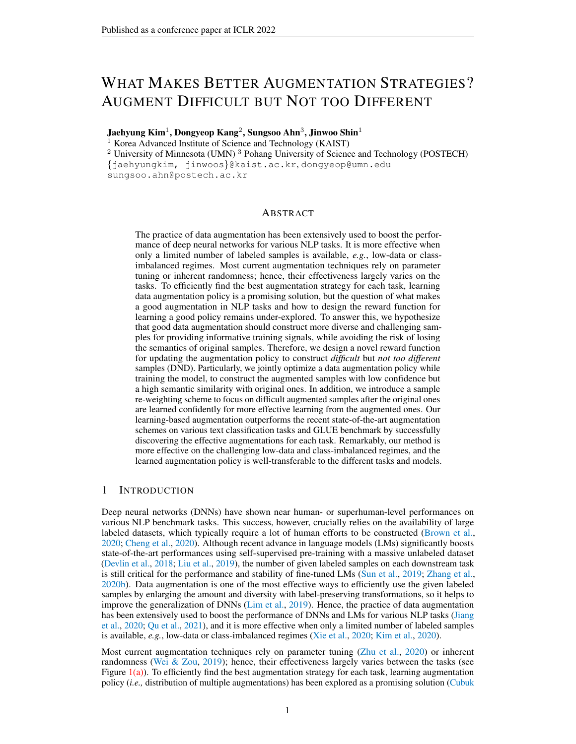# WHAT MAKES BETTER AUGMENTATION STRATEGIES? AUGMENT DIFFICULT BUT NOT TOO DIFFERENT

**Jaehyung Kim**[1], **Dongyeop Kang**[2], **Sungsoo Ahn**[3], **Jinwoo Shin**[1]

[1] Korea Advanced Institute of Science and Technology (KAIST)
[2] University of Minnesota (UMN) [3] Pohang University of Science and Technology (POSTECH)
{jaehyungkim, jinwoos}@kaist.ac.kr, dongyeop@umn.edu
sungsoo.ahn@postech.ac.kr

## ABSTRACT

The practice of data augmentation has been extensively used to boost the performance of deep neural networks for various NLP tasks. It is more effective when only a limited number of labeled samples is available, *e.g.*, low-data or class-imbalanced regimes. Most current augmentation techniques rely on parameter tuning or inherent randomness; hence, their effectiveness largely varies on the tasks. To efficiently find the best augmentation strategy for each task, learning data augmentation policy is a promising solution, but the question of what makes a good augmentation in NLP tasks and how to design the reward function for learning a good policy remains under-explored. To answer this, we hypothesize that good data augmentation should construct more diverse and challenging samples for providing informative training signals, while avoiding the risk of losing the semantics of original samples. Therefore, we design a novel reward function for updating the augmentation policy to construct *difficult* but *not too different* samples (DND). Particularly, we jointly optimize a data augmentation policy while training the model, to construct the augmented samples with low confidence but a high semantic similarity with original ones. In addition, we introduce a sample re-weighting scheme to focus on difficult augmented samples after the original ones are learned confidently for more effective learning from the augmented ones. Our learning-based augmentation outperforms the recent state-of-the-art augmentation schemes on various text classification tasks and GLUE benchmark by successfully discovering the effective augmentations for each task. Remarkably, our method is more effective on the challenging low-data and class-imbalanced regimes, and the learned augmentation policy is well-transferable to the different tasks and models.

## 1 INTRODUCTION

Deep neural networks (DNNs) have shown near human- or superhuman-level performances on various NLP benchmark tasks. This success, however, crucially relies on the availability of large labeled datasets, which typically require a lot of human efforts to be constructed (Brown et al., 2020; Cheng et al., 2020). Although recent advance in language models (LMs) significantly boosts state-of-the-art performances using self-supervised pre-training with a massive unlabeled dataset (Devlin et al., 2018; Liu et al., 2019), the number of given labeled samples on each downstream task is still critical for the performance and stability of fine-tuned LMs (Sun et al., 2019; Zhang et al., 2020b). Data augmentation is one of the most effective ways to efficiently use the given labeled samples by enlarging the amount and diversity with label-preserving transformations, so it helps to improve the generalization of DNNs (Lim et al., 2019). Hence, the practice of data augmentation has been extensively used to boost the performance of DNNs and LMs for various NLP tasks (Jiang et al., 2020; Qu et al., 2021), and it is more effective when only a limited number of labeled samples is available, *e.g.*, low-data or class-imbalanced regimes (Xie et al., 2020; Kim et al., 2020).

Most current augmentation techniques rely on parameter tuning (Zhu et al., 2020) or inherent randomness (Wei & Zou, 2019); hence, their effectiveness largely varies between the tasks (see Figure 1(a)). To efficiently find the best augmentation strategy for each task, learning augmentation policy (*i.e.,* distribution of multiple augmentations) has been explored as a promising solution (Cubuk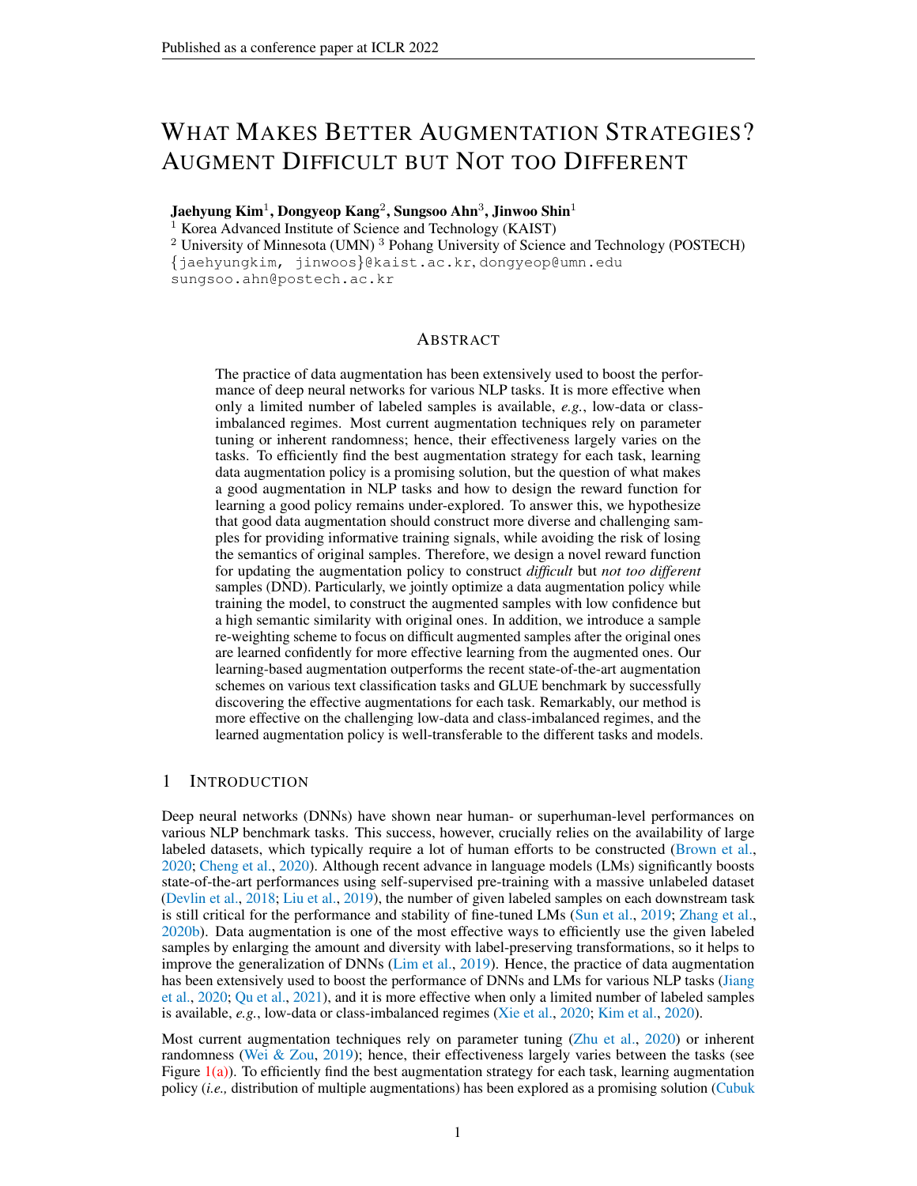# WHAT MAKES BETTER AUGMENTATION STRATEGIES? AUGMENT DIFFICULT BUT NOT TOO DIFFERENT

**Jaehyung Kim**[1], **Dongyeop Kang**[2], **Sungsoo Ahn**[3], **Jinwoo Shin**[1]

[1] Korea Advanced Institute of Science and Technology (KAIST)
[2] University of Minnesota (UMN) [3] Pohang University of Science and Technology (POSTECH)
{jaehyungkim, jinwoos}@kaist.ac.kr, dongyeop@umn.edu
sungsoo.ahn@postech.ac.kr

## ABSTRACT

The practice of data augmentation has been extensively used to boost the performance of deep neural networks for various NLP tasks. It is more effective when only a limited number of labeled samples is available, *e.g.*, low-data or class-imbalanced regimes. Most current augmentation techniques rely on parameter tuning or inherent randomness; hence, their effectiveness largely varies on the tasks. To efficiently find the best augmentation strategy for each task, learning data augmentation policy is a promising solution, but the question of what makes a good augmentation in NLP tasks and how to design the reward function for learning a good policy remains under-explored. To answer this, we hypothesize that good data augmentation should construct more diverse and challenging samples for providing informative training signals, while avoiding the risk of losing the semantics of original samples. Therefore, we design a novel reward function for updating the augmentation policy to construct *difficult* but *not too different* samples (DND). Particularly, we jointly optimize a data augmentation policy while training the model, to construct the augmented samples with low confidence but a high semantic similarity with original ones. In addition, we introduce a sample re-weighting scheme to focus on difficult augmented samples after the original ones are learned confidently for more effective learning from the augmented ones. Our learning-based augmentation outperforms the recent state-of-the-art augmentation schemes on various text classification tasks and GLUE benchmark by successfully discovering the effective augmentations for each task. Remarkably, our method is more effective on the challenging low-data and class-imbalanced regimes, and the learned augmentation policy is well-transferable to the different tasks and models.

## 1 INTRODUCTION

Deep neural networks (DNNs) have shown near human- or superhuman-level performances on various NLP benchmark tasks. This success, however, crucially relies on the availability of large labeled datasets, which typically require a lot of human efforts to be constructed (Brown et al., 2020; Cheng et al., 2020). Although recent advance in language models (LMs) significantly boosts state-of-the-art performances using self-supervised pre-training with a massive unlabeled dataset (Devlin et al., 2018; Liu et al., 2019), the number of given labeled samples on each downstream task is still critical for the performance and stability of fine-tuned LMs (Sun et al., 2019; Zhang et al., 2020b). Data augmentation is one of the most effective ways to efficiently use the given labeled samples by enlarging the amount and diversity with label-preserving transformations, so it helps to improve the generalization of DNNs (Lim et al., 2019). Hence, the practice of data augmentation has been extensively used to boost the performance of DNNs and LMs for various NLP tasks (Jiang et al., 2020; Qu et al., 2021), and it is more effective when only a limited number of labeled samples is available, *e.g.*, low-data or class-imbalanced regimes (Xie et al., 2020; Kim et al., 2020).

Most current augmentation techniques rely on parameter tuning (Zhu et al., 2020) or inherent randomness (Wei & Zou, 2019); hence, their effectiveness largely varies between the tasks (see Figure 1(a)). To efficiently find the best augmentation strategy for each task, learning augmentation policy (*i.e.,* distribution of multiple augmentations) has been explored as a promising solution (Cubuk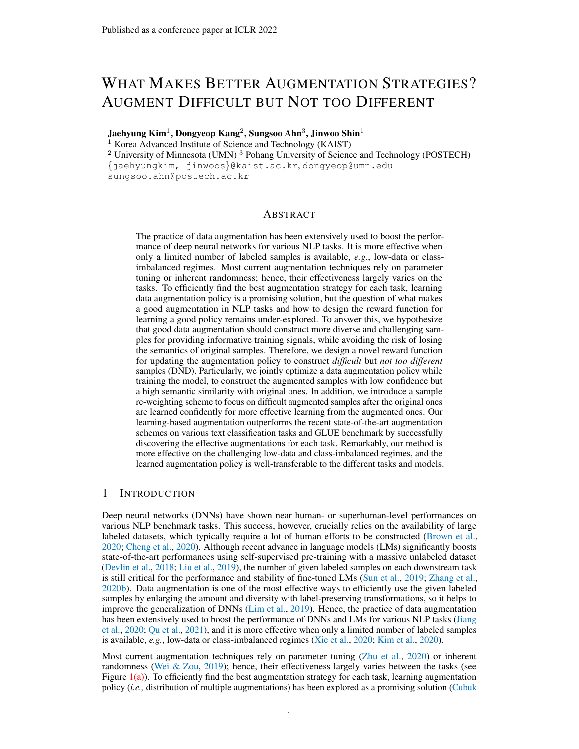# WHAT MAKES BETTER AUGMENTATION STRATEGIES? AUGMENT DIFFICULT BUT NOT TOO DIFFERENT

**Jaehyung Kim**[1], **Dongyeop Kang**[2], **Sungsoo Ahn**[3], **Jinwoo Shin**[1]

[1] Korea Advanced Institute of Science and Technology (KAIST)
[2] University of Minnesota (UMN) [3] Pohang University of Science and Technology (POSTECH)
{jaehyungkim, jinwoos}@kaist.ac.kr, dongyeop@umn.edu
sungsoo.ahn@postech.ac.kr

## ABSTRACT

The practice of data augmentation has been extensively used to boost the performance of deep neural networks for various NLP tasks. It is more effective when only a limited number of labeled samples is available, *e.g.*, low-data or class-imbalanced regimes. Most current augmentation techniques rely on parameter tuning or inherent randomness; hence, their effectiveness largely varies on the tasks. To efficiently find the best augmentation strategy for each task, learning data augmentation policy is a promising solution, but the question of what makes a good augmentation in NLP tasks and how to design the reward function for learning a good policy remains under-explored. To answer this, we hypothesize that good data augmentation should construct more diverse and challenging samples for providing informative training signals, while avoiding the risk of losing the semantics of original samples. Therefore, we design a novel reward function for updating the augmentation policy to construct *difficult* but *not too different* samples (DND). Particularly, we jointly optimize a data augmentation policy while training the model, to construct the augmented samples with low confidence but a high semantic similarity with original ones. In addition, we introduce a sample re-weighting scheme to focus on difficult augmented samples after the original ones are learned confidently for more effective learning from the augmented ones. Our learning-based augmentation outperforms the recent state-of-the-art augmentation schemes on various text classification tasks and GLUE benchmark by successfully discovering the effective augmentations for each task. Remarkably, our method is more effective on the challenging low-data and class-imbalanced regimes, and the learned augmentation policy is well-transferable to the different tasks and models.

## 1 INTRODUCTION

Deep neural networks (DNNs) have shown near human- or superhuman-level performances on various NLP benchmark tasks. This success, however, crucially relies on the availability of large labeled datasets, which typically require a lot of human efforts to be constructed (Brown et al., 2020; Cheng et al., 2020). Although recent advance in language models (LMs) significantly boosts state-of-the-art performances using self-supervised pre-training with a massive unlabeled dataset (Devlin et al., 2018; Liu et al., 2019), the number of given labeled samples on each downstream task is still critical for the performance and stability of fine-tuned LMs (Sun et al., 2019; Zhang et al., 2020b). Data augmentation is one of the most effective ways to efficiently use the given labeled samples by enlarging the amount and diversity with label-preserving transformations, so it helps to improve the generalization of DNNs (Lim et al., 2019). Hence, the practice of data augmentation has been extensively used to boost the performance of DNNs and LMs for various NLP tasks (Jiang et al., 2020; Qu et al., 2021), and it is more effective when only a limited number of labeled samples is available, *e.g.*, low-data or class-imbalanced regimes (Xie et al., 2020; Kim et al., 2020).

Most current augmentation techniques rely on parameter tuning (Zhu et al., 2020) or inherent randomness (Wei & Zou, 2019); hence, their effectiveness largely varies between the tasks (see Figure 1(a)). To efficiently find the best augmentation strategy for each task, learning augmentation policy (*i.e.,* distribution of multiple augmentations) has been explored as a promising solution (Cubuk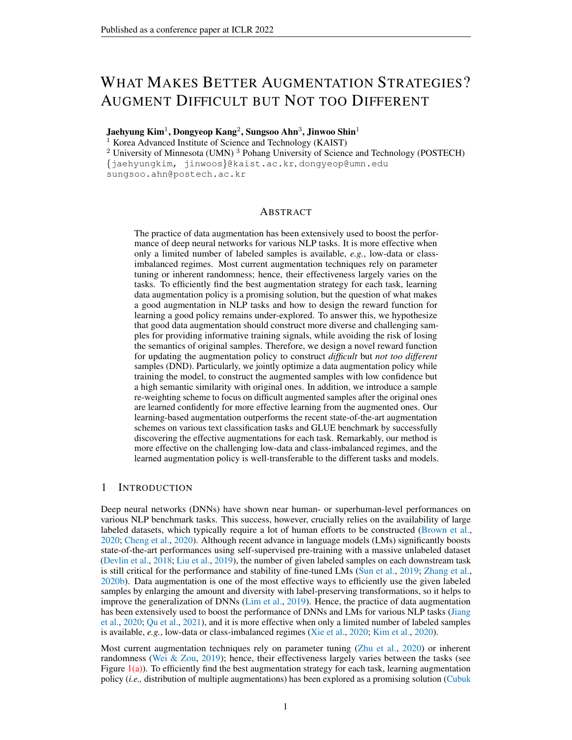# What Makes Better Augmentation Strategies? Augment Difficult but Not too Different

**Jaehyung Kim**[1], **Dongyeop Kang**[2], **Sungsoo Ahn**[3], **Jinwoo Shin**[1]

[1] Korea Advanced Institute of Science and Technology (KAIST)
[2] University of Minnesota (UMN) [3] Pohang University of Science and Technology (POSTECH)
{jaehyungkim, jinwoos}@kaist.ac.kr, dongyeop@umn.edu
sungsoo.ahn@postech.ac.kr

## Abstract

The practice of data augmentation has been extensively used to boost the performance of deep neural networks for various NLP tasks. It is more effective when only a limited number of labeled samples is available, *e.g.*, low-data or class-imbalanced regimes. Most current augmentation techniques rely on parameter tuning or inherent randomness; hence, their effectiveness largely varies on the tasks. To efficiently find the best augmentation strategy for each task, learning data augmentation policy is a promising solution, but the question of what makes a good augmentation in NLP tasks and how to design the reward function for learning a good policy remains under-explored. To answer this, we hypothesize that good data augmentation should construct more diverse and challenging samples for providing informative training signals, while avoiding the risk of losing the semantics of original samples. Therefore, we design a novel reward function for updating the augmentation policy to construct *difficult* but *not too different* samples (DND). Particularly, we jointly optimize a data augmentation policy while training the model, to construct the augmented samples with low confidence but a high semantic similarity with original ones. In addition, we introduce a sample re-weighting scheme to focus on difficult augmented samples after the original ones are learned confidently for more effective learning from the augmented ones. Our learning-based augmentation outperforms the recent state-of-the-art augmentation schemes on various text classification tasks and GLUE benchmark by successfully discovering the effective augmentations for each task. Remarkably, our method is more effective on the challenging low-data and class-imbalanced regimes, and the learned augmentation policy is well-transferable to the different tasks and models.

## 1 Introduction

Deep neural networks (DNNs) have shown near human- or superhuman-level performances on various NLP benchmark tasks. This success, however, crucially relies on the availability of large labeled datasets, which typically require a lot of human efforts to be constructed (Brown et al., 2020; Cheng et al., 2020). Although recent advance in language models (LMs) significantly boosts state-of-the-art performances using self-supervised pre-training with a massive unlabeled dataset (Devlin et al., 2018; Liu et al., 2019), the number of given labeled samples on each downstream task is still critical for the performance and stability of fine-tuned LMs (Sun et al., 2019; Zhang et al., 2020b). Data augmentation is one of the most effective ways to efficiently use the given labeled samples by enlarging the amount and diversity with label-preserving transformations, so it helps to improve the generalization of DNNs (Lim et al., 2019). Hence, the practice of data augmentation has been extensively used to boost the performance of DNNs and LMs for various NLP tasks (Jiang et al., 2020; Qu et al., 2021), and it is more effective when only a limited number of labeled samples is available, *e.g.*, low-data or class-imbalanced regimes (Xie et al., 2020; Kim et al., 2020).

Most current augmentation techniques rely on parameter tuning (Zhu et al., 2020) or inherent randomness (Wei & Zou, 2019); hence, their effectiveness largely varies between the tasks (see Figure 1(a)). To efficiently find the best augmentation strategy for each task, learning augmentation policy (*i.e.,* distribution of multiple augmentations) has been explored as a promising solution (Cubuk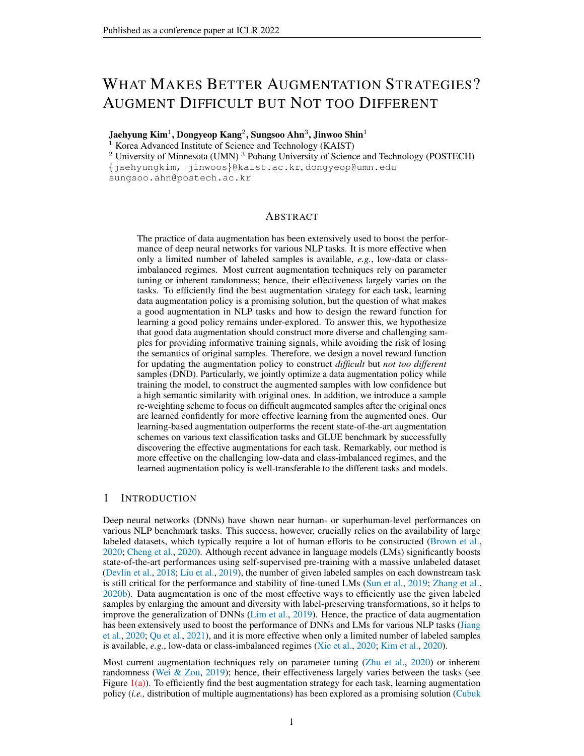# What Makes Better Augmentation Strategies? Augment Difficult but Not too Different

**Jaehyung Kim**[1], **Dongyeop Kang**[2], **Sungsoo Ahn**[3], **Jinwoo Shin**[1]

[1] Korea Advanced Institute of Science and Technology (KAIST)

[2] University of Minnesota (UMN) [3] Pohang University of Science and Technology (POSTECH)

{jaehyungkim, jinwoos}@kaist.ac.kr, dongyeop@umn.edu

sungsoo.ahn@postech.ac.kr

## Abstract

The practice of data augmentation has been extensively used to boost the performance of deep neural networks for various NLP tasks. It is more effective when only a limited number of labeled samples is available, *e.g.*, low-data or class-imbalanced regimes. Most current augmentation techniques rely on parameter tuning or inherent randomness; hence, their effectiveness largely varies on the tasks. To efficiently find the best augmentation strategy for each task, learning data augmentation policy is a promising solution, but the question of what makes a good augmentation in NLP tasks and how to design the reward function for learning a good policy remains under-explored. To answer this, we hypothesize that good data augmentation should construct more diverse and challenging samples for providing informative training signals, while avoiding the risk of losing the semantics of original samples. Therefore, we design a novel reward function for updating the augmentation policy to construct *difficult* but *not too different* samples (DND). Particularly, we jointly optimize a data augmentation policy while training the model, to construct the augmented samples with low confidence but a high semantic similarity with original ones. In addition, we introduce a sample re-weighting scheme to focus on difficult augmented samples after the original ones are learned confidently for more effective learning from the augmented ones. Our learning-based augmentation outperforms the recent state-of-the-art augmentation schemes on various text classification tasks and GLUE benchmark by successfully discovering the effective augmentations for each task. Remarkably, our method is more effective on the challenging low-data and class-imbalanced regimes, and the learned augmentation policy is well-transferable to the different tasks and models.

## 1 Introduction

Deep neural networks (DNNs) have shown near human- or superhuman-level performances on various NLP benchmark tasks. This success, however, crucially relies on the availability of large labeled datasets, which typically require a lot of human efforts to be constructed (Brown et al., 2020; Cheng et al., 2020). Although recent advance in language models (LMs) significantly boosts state-of-the-art performances using self-supervised pre-training with a massive unlabeled dataset (Devlin et al., 2018; Liu et al., 2019), the number of given labeled samples on each downstream task is still critical for the performance and stability of fine-tuned LMs (Sun et al., 2019; Zhang et al., 2020b). Data augmentation is one of the most effective ways to efficiently use the given labeled samples by enlarging the amount and diversity with label-preserving transformations, so it helps to improve the generalization of DNNs (Lim et al., 2019). Hence, the practice of data augmentation has been extensively used to boost the performance of DNNs and LMs for various NLP tasks (Jiang et al., 2020; Qu et al., 2021), and it is more effective when only a limited number of labeled samples is available, *e.g.*, low-data or class-imbalanced regimes (Xie et al., 2020; Kim et al., 2020).

Most current augmentation techniques rely on parameter tuning (Zhu et al., 2020) or inherent randomness (Wei & Zou, 2019); hence, their effectiveness largely varies between the tasks (see Figure 1(a)). To efficiently find the best augmentation strategy for each task, learning augmentation policy (*i.e.,* distribution of multiple augmentations) has been explored as a promising solution (Cubuk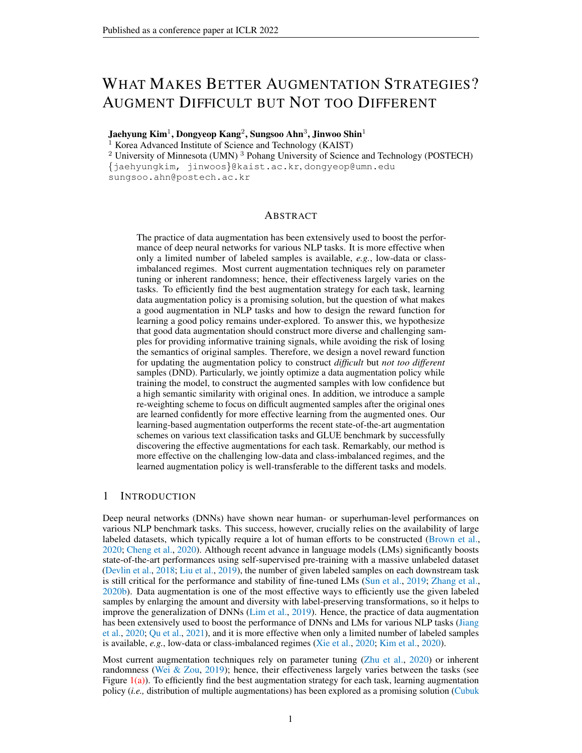# WHAT MAKES BETTER AUGMENTATION STRATEGIES? AUGMENT DIFFICULT BUT NOT TOO DIFFERENT

**Jaehyung Kim**[1], **Dongyeop Kang**[2], **Sungsoo Ahn**[3], **Jinwoo Shin**[1]

[1] Korea Advanced Institute of Science and Technology (KAIST)
[2] University of Minnesota (UMN) [3] Pohang University of Science and Technology (POSTECH)
{jaehyungkim, jinwoos}@kaist.ac.kr, dongyeop@umn.edu
sungsoo.ahn@postech.ac.kr

## ABSTRACT

The practice of data augmentation has been extensively used to boost the performance of deep neural networks for various NLP tasks. It is more effective when only a limited number of labeled samples is available, *e.g.*, low-data or class-imbalanced regimes. Most current augmentation techniques rely on parameter tuning or inherent randomness; hence, their effectiveness largely varies on the tasks. To efficiently find the best augmentation strategy for each task, learning data augmentation policy is a promising solution, but the question of what makes a good augmentation in NLP tasks and how to design the reward function for learning a good policy remains under-explored. To answer this, we hypothesize that good data augmentation should construct more diverse and challenging samples for providing informative training signals, while avoiding the risk of losing the semantics of original samples. Therefore, we design a novel reward function for updating the augmentation policy to construct *difficult* but *not too different* samples (DND). Particularly, we jointly optimize a data augmentation policy while training the model, to construct the augmented samples with low confidence but a high semantic similarity with original ones. In addition, we introduce a sample re-weighting scheme to focus on difficult augmented samples after the original ones are learned confidently for more effective learning from the augmented ones. Our learning-based augmentation outperforms the recent state-of-the-art augmentation schemes on various text classification tasks and GLUE benchmark by successfully discovering the effective augmentations for each task. Remarkably, our method is more effective on the challenging low-data and class-imbalanced regimes, and the learned augmentation policy is well-transferable to the different tasks and models.

## 1 INTRODUCTION

Deep neural networks (DNNs) have shown near human- or superhuman-level performances on various NLP benchmark tasks. This success, however, crucially relies on the availability of large labeled datasets, which typically require a lot of human efforts to be constructed (Brown et al., 2020; Cheng et al., 2020). Although recent advance in language models (LMs) significantly boosts state-of-the-art performances using self-supervised pre-training with a massive unlabeled dataset (Devlin et al., 2018; Liu et al., 2019), the number of given labeled samples on each downstream task is still critical for the performance and stability of fine-tuned LMs (Sun et al., 2019; Zhang et al., 2020b). Data augmentation is one of the most effective ways to efficiently use the given labeled samples by enlarging the amount and diversity with label-preserving transformations, so it helps to improve the generalization of DNNs (Lim et al., 2019). Hence, the practice of data augmentation has been extensively used to boost the performance of DNNs and LMs for various NLP tasks (Jiang et al., 2020; Qu et al., 2021), and it is more effective when only a limited number of labeled samples is available, *e.g.*, low-data or class-imbalanced regimes (Xie et al., 2020; Kim et al., 2020).

Most current augmentation techniques rely on parameter tuning (Zhu et al., 2020) or inherent randomness (Wei & Zou, 2019); hence, their effectiveness largely varies between the tasks (see Figure 1(a)). To efficiently find the best augmentation strategy for each task, learning augmentation policy (*i.e.,* distribution of multiple augmentations) has been explored as a promising solution (Cubuk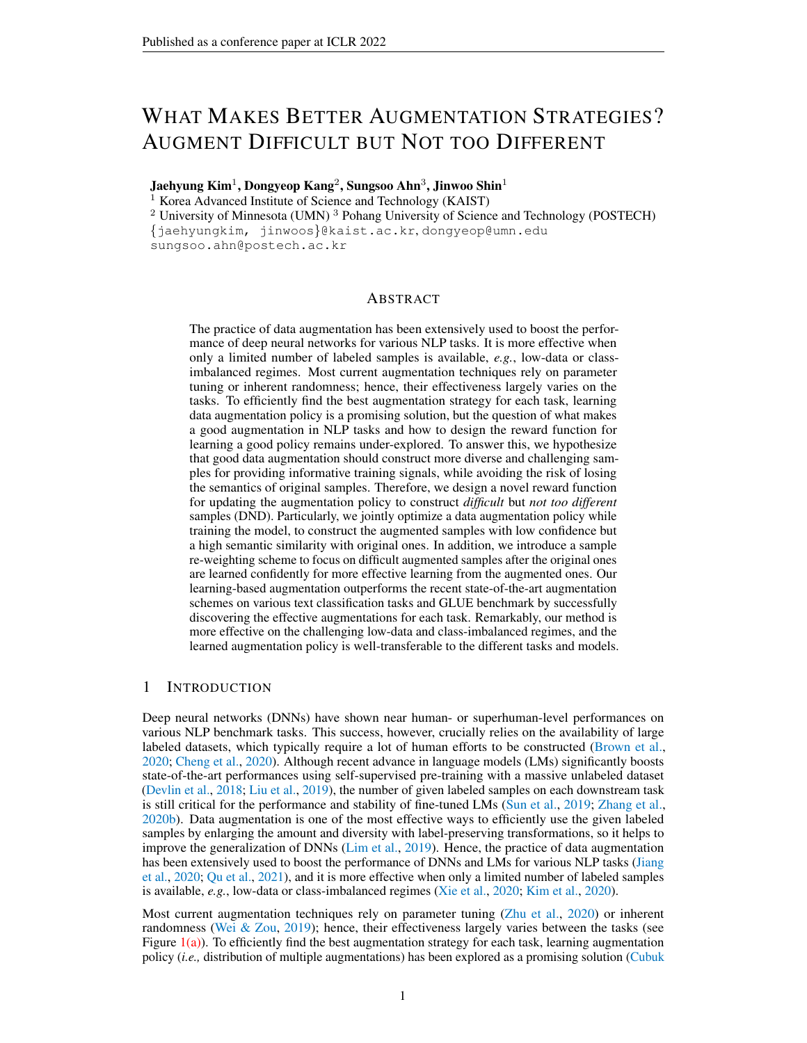# WHAT MAKES BETTER AUGMENTATION STRATEGIES? AUGMENT DIFFICULT BUT NOT TOO DIFFERENT

**Jaehyung Kim**[1], **Dongyeop Kang**[2], **Sungsoo Ahn**[3], **Jinwoo Shin**[1]

[1] Korea Advanced Institute of Science and Technology (KAIST)
[2] University of Minnesota (UMN) [3] Pohang University of Science and Technology (POSTECH)
{jaehyungkim, jinwoos}@kaist.ac.kr, dongyeop@umn.edu
sungsoo.ahn@postech.ac.kr

## ABSTRACT

The practice of data augmentation has been extensively used to boost the performance of deep neural networks for various NLP tasks. It is more effective when only a limited number of labeled samples is available, *e.g.*, low-data or class-imbalanced regimes. Most current augmentation techniques rely on parameter tuning or inherent randomness; hence, their effectiveness largely varies on the tasks. To efficiently find the best augmentation strategy for each task, learning data augmentation policy is a promising solution, but the question of what makes a good augmentation in NLP tasks and how to design the reward function for learning a good policy remains under-explored. To answer this, we hypothesize that good data augmentation should construct more diverse and challenging samples for providing informative training signals, while avoiding the risk of losing the semantics of original samples. Therefore, we design a novel reward function for updating the augmentation policy to construct *difficult* but *not too different* samples (DND). Particularly, we jointly optimize a data augmentation policy while training the model, to construct the augmented samples with low confidence but a high semantic similarity with original ones. In addition, we introduce a sample re-weighting scheme to focus on difficult augmented samples after the original ones are learned confidently for more effective learning from the augmented ones. Our learning-based augmentation outperforms the recent state-of-the-art augmentation schemes on various text classification tasks and GLUE benchmark by successfully discovering the effective augmentations for each task. Remarkably, our method is more effective on the challenging low-data and class-imbalanced regimes, and the learned augmentation policy is well-transferable to the different tasks and models.

## 1 INTRODUCTION

Deep neural networks (DNNs) have shown near human- or superhuman-level performances on various NLP benchmark tasks. This success, however, crucially relies on the availability of large labeled datasets, which typically require a lot of human efforts to be constructed (Brown et al., 2020; Cheng et al., 2020). Although recent advance in language models (LMs) significantly boosts state-of-the-art performances using self-supervised pre-training with a massive unlabeled dataset (Devlin et al., 2018; Liu et al., 2019), the number of given labeled samples on each downstream task is still critical for the performance and stability of fine-tuned LMs (Sun et al., 2019; Zhang et al., 2020b). Data augmentation is one of the most effective ways to efficiently use the given labeled samples by enlarging the amount and diversity with label-preserving transformations, so it helps to improve the generalization of DNNs (Lim et al., 2019). Hence, the practice of data augmentation has been extensively used to boost the performance of DNNs and LMs for various NLP tasks (Jiang et al., 2020; Qu et al., 2021), and it is more effective when only a limited number of labeled samples is available, *e.g.*, low-data or class-imbalanced regimes (Xie et al., 2020; Kim et al., 2020).

Most current augmentation techniques rely on parameter tuning (Zhu et al., 2020) or inherent randomness (Wei & Zou, 2019); hence, their effectiveness largely varies between the tasks (see Figure 1(a)). To efficiently find the best augmentation strategy for each task, learning augmentation policy (*i.e.,* distribution of multiple augmentations) has been explored as a promising solution (Cubuk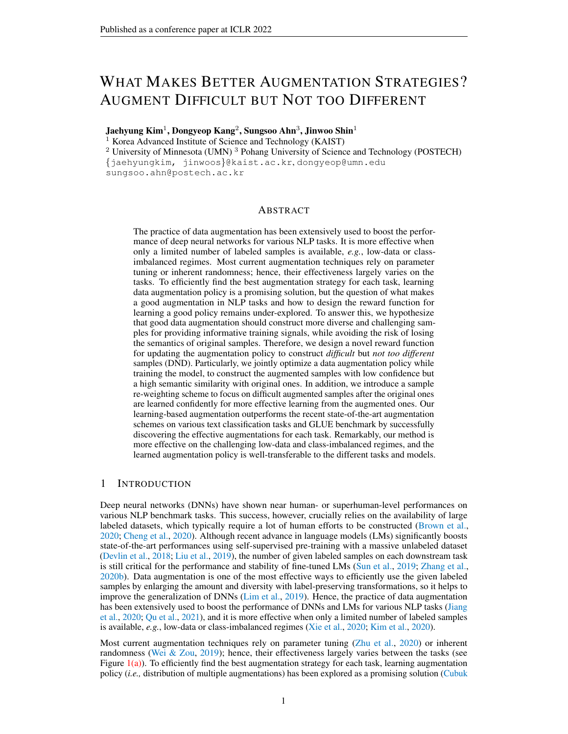# WHAT MAKES BETTER AUGMENTATION STRATEGIES? AUGMENT DIFFICULT BUT NOT TOO DIFFERENT

**Jaehyung Kim**[1], **Dongyeop Kang**[2], **Sungsoo Ahn**[3], **Jinwoo Shin**[1]

[1] Korea Advanced Institute of Science and Technology (KAIST)

[2] University of Minnesota (UMN) [3] Pohang University of Science and Technology (POSTECH)

{jaehyungkim, jinwoos}@kaist.ac.kr, dongyeop@umn.edu

sungsoo.ahn@postech.ac.kr

## ABSTRACT

The practice of data augmentation has been extensively used to boost the performance of deep neural networks for various NLP tasks. It is more effective when only a limited number of labeled samples is available, *e.g.*, low-data or class-imbalanced regimes. Most current augmentation techniques rely on parameter tuning or inherent randomness; hence, their effectiveness largely varies on the tasks. To efficiently find the best augmentation strategy for each task, learning data augmentation policy is a promising solution, but the question of what makes a good augmentation in NLP tasks and how to design the reward function for learning a good policy remains under-explored. To answer this, we hypothesize that good data augmentation should construct more diverse and challenging samples for providing informative training signals, while avoiding the risk of losing the semantics of original samples. Therefore, we design a novel reward function for updating the augmentation policy to construct *difficult* but *not too different* samples (DND). Particularly, we jointly optimize a data augmentation policy while training the model, to construct the augmented samples with low confidence but a high semantic similarity with original ones. In addition, we introduce a sample re-weighting scheme to focus on difficult augmented samples after the original ones are learned confidently for more effective learning from the augmented ones. Our learning-based augmentation outperforms the recent state-of-the-art augmentation schemes on various text classification tasks and GLUE benchmark by successfully discovering the effective augmentations for each task. Remarkably, our method is more effective on the challenging low-data and class-imbalanced regimes, and the learned augmentation policy is well-transferable to the different tasks and models.

## 1 INTRODUCTION

Deep neural networks (DNNs) have shown near human- or superhuman-level performances on various NLP benchmark tasks. This success, however, crucially relies on the availability of large labeled datasets, which typically require a lot of human efforts to be constructed (Brown et al., 2020; Cheng et al., 2020). Although recent advance in language models (LMs) significantly boosts state-of-the-art performances using self-supervised pre-training with a massive unlabeled dataset (Devlin et al., 2018; Liu et al., 2019), the number of given labeled samples on each downstream task is still critical for the performance and stability of fine-tuned LMs (Sun et al., 2019; Zhang et al., 2020b). Data augmentation is one of the most effective ways to efficiently use the given labeled samples by enlarging the amount and diversity with label-preserving transformations, so it helps to improve the generalization of DNNs (Lim et al., 2019). Hence, the practice of data augmentation has been extensively used to boost the performance of DNNs and LMs for various NLP tasks (Jiang et al., 2020; Qu et al., 2021), and it is more effective when only a limited number of labeled samples is available, *e.g.*, low-data or class-imbalanced regimes (Xie et al., 2020; Kim et al., 2020).

Most current augmentation techniques rely on parameter tuning (Zhu et al., 2020) or inherent randomness (Wei & Zou, 2019); hence, their effectiveness largely varies between the tasks (see Figure 1(a)). To efficiently find the best augmentation strategy for each task, learning augmentation policy (*i.e.,* distribution of multiple augmentations) has been explored as a promising solution (Cubuk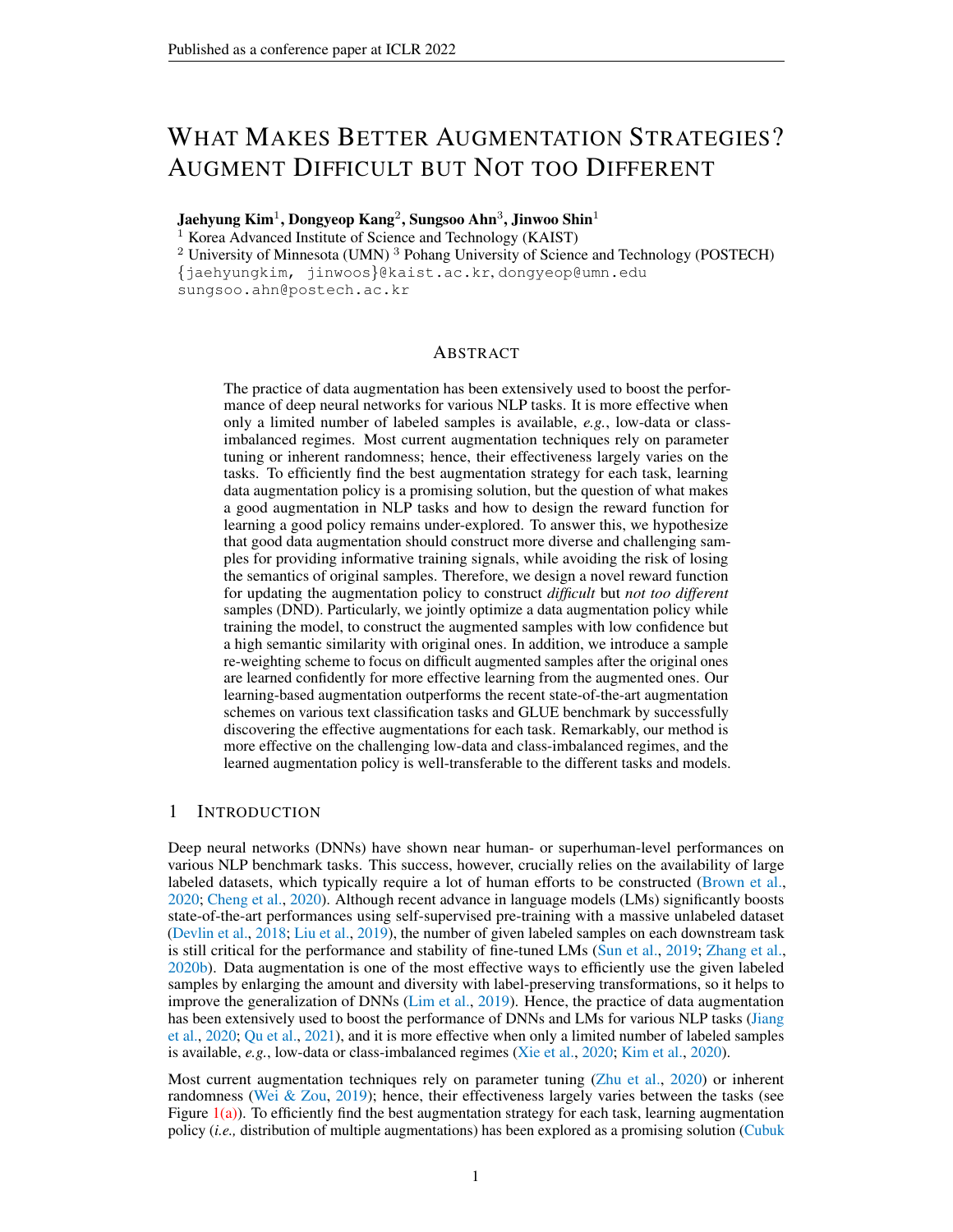# What Makes Better Augmentation Strategies? Augment Difficult but Not too Different

**Jaehyung Kim**[1], **Dongyeop Kang**[2], **Sungsoo Ahn**[3], **Jinwoo Shin**[1]

[1] Korea Advanced Institute of Science and Technology (KAIST)
[2] University of Minnesota (UMN) [3] Pohang University of Science and Technology (POSTECH)
{jaehyungkim, jinwoos}@kaist.ac.kr, dongyeop@umn.edu
sungsoo.ahn@postech.ac.kr

## Abstract

The practice of data augmentation has been extensively used to boost the performance of deep neural networks for various NLP tasks. It is more effective when only a limited number of labeled samples is available, *e.g.*, low-data or class-imbalanced regimes. Most current augmentation techniques rely on parameter tuning or inherent randomness; hence, their effectiveness largely varies on the tasks. To efficiently find the best augmentation strategy for each task, learning data augmentation policy is a promising solution, but the question of what makes a good augmentation in NLP tasks and how to design the reward function for learning a good policy remains under-explored. To answer this, we hypothesize that good data augmentation should construct more diverse and challenging samples for providing informative training signals, while avoiding the risk of losing the semantics of original samples. Therefore, we design a novel reward function for updating the augmentation policy to construct *difficult* but *not too different* samples (DND). Particularly, we jointly optimize a data augmentation policy while training the model, to construct the augmented samples with low confidence but a high semantic similarity with original ones. In addition, we introduce a sample re-weighting scheme to focus on difficult augmented samples after the original ones are learned confidently for more effective learning from the augmented ones. Our learning-based augmentation outperforms the recent state-of-the-art augmentation schemes on various text classification tasks and GLUE benchmark by successfully discovering the effective augmentations for each task. Remarkably, our method is more effective on the challenging low-data and class-imbalanced regimes, and the learned augmentation policy is well-transferable to the different tasks and models.

## 1 Introduction

Deep neural networks (DNNs) have shown near human- or superhuman-level performances on various NLP benchmark tasks. This success, however, crucially relies on the availability of large labeled datasets, which typically require a lot of human efforts to be constructed (Brown et al., 2020; Cheng et al., 2020). Although recent advance in language models (LMs) significantly boosts state-of-the-art performances using self-supervised pre-training with a massive unlabeled dataset (Devlin et al., 2018; Liu et al., 2019), the number of given labeled samples on each downstream task is still critical for the performance and stability of fine-tuned LMs (Sun et al., 2019; Zhang et al., 2020b). Data augmentation is one of the most effective ways to efficiently use the given labeled samples by enlarging the amount and diversity with label-preserving transformations, so it helps to improve the generalization of DNNs (Lim et al., 2019). Hence, the practice of data augmentation has been extensively used to boost the performance of DNNs and LMs for various NLP tasks (Jiang et al., 2020; Qu et al., 2021), and it is more effective when only a limited number of labeled samples is available, *e.g.*, low-data or class-imbalanced regimes (Xie et al., 2020; Kim et al., 2020).

Most current augmentation techniques rely on parameter tuning (Zhu et al., 2020) or inherent randomness (Wei & Zou, 2019); hence, their effectiveness largely varies between the tasks (see Figure 1(a)). To efficiently find the best augmentation strategy for each task, learning augmentation policy (*i.e.,* distribution of multiple augmentations) has been explored as a promising solution (Cubuk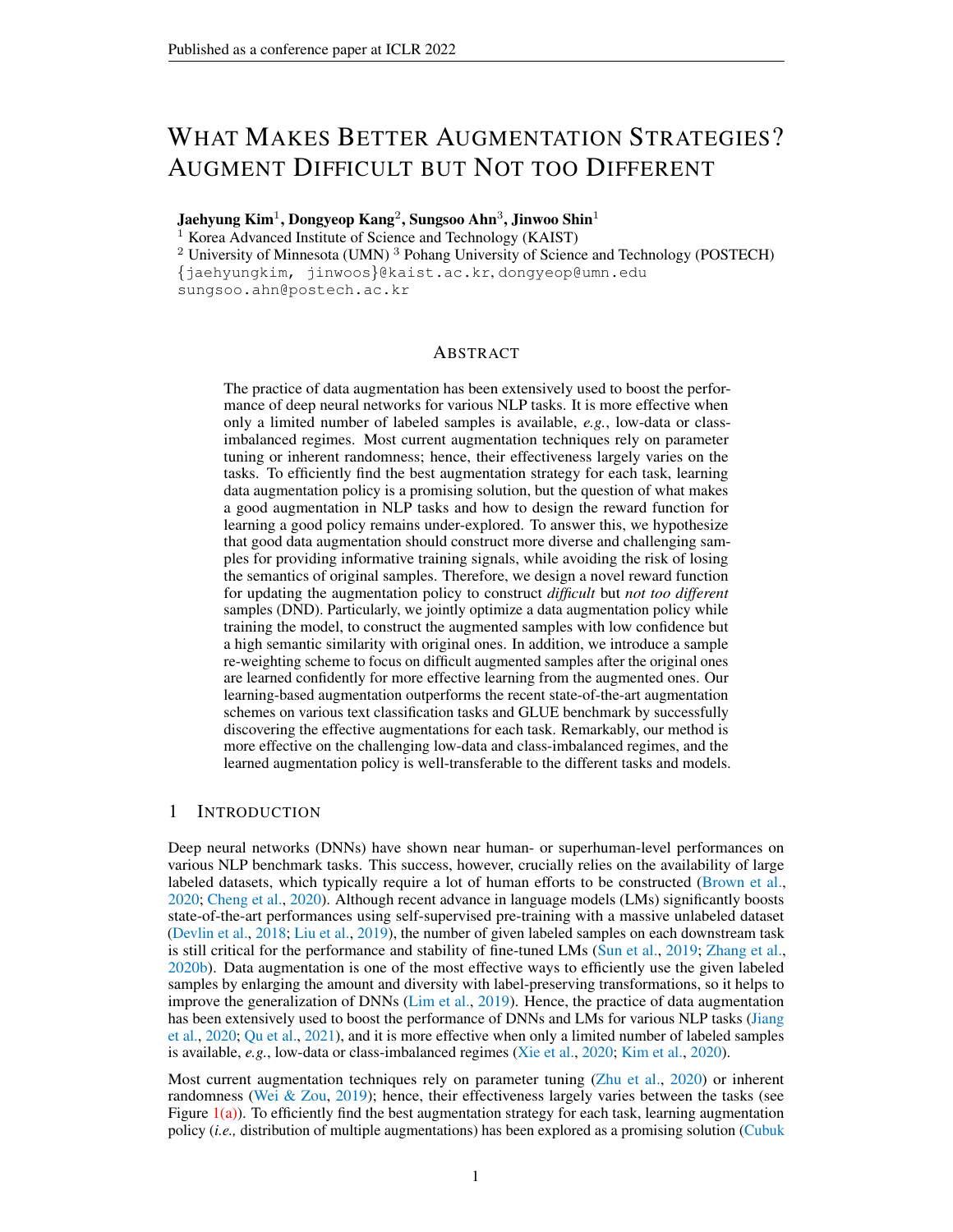# WHAT MAKES BETTER AUGMENTATION STRATEGIES? AUGMENT DIFFICULT BUT NOT TOO DIFFERENT

**Jaehyung Kim**[1], **Dongyeop Kang**[2], **Sungsoo Ahn**[3], **Jinwoo Shin**[1]

[1] Korea Advanced Institute of Science and Technology (KAIST)
[2] University of Minnesota (UMN) [3] Pohang University of Science and Technology (POSTECH)
{jaehyungkim, jinwoos}@kaist.ac.kr, dongyeop@umn.edu
sungsoo.ahn@postech.ac.kr

## ABSTRACT

The practice of data augmentation has been extensively used to boost the performance of deep neural networks for various NLP tasks. It is more effective when only a limited number of labeled samples is available, *e.g.*, low-data or class-imbalanced regimes. Most current augmentation techniques rely on parameter tuning or inherent randomness; hence, their effectiveness largely varies on the tasks. To efficiently find the best augmentation strategy for each task, learning data augmentation policy is a promising solution, but the question of what makes a good augmentation in NLP tasks and how to design the reward function for learning a good policy remains under-explored. To answer this, we hypothesize that good data augmentation should construct more diverse and challenging samples for providing informative training signals, while avoiding the risk of losing the semantics of original samples. Therefore, we design a novel reward function for updating the augmentation policy to construct *difficult* but *not too different* samples (DND). Particularly, we jointly optimize a data augmentation policy while training the model, to construct the augmented samples with low confidence but a high semantic similarity with original ones. In addition, we introduce a sample re-weighting scheme to focus on difficult augmented samples after the original ones are learned confidently for more effective learning from the augmented ones. Our learning-based augmentation outperforms the recent state-of-the-art augmentation schemes on various text classification tasks and GLUE benchmark by successfully discovering the effective augmentations for each task. Remarkably, our method is more effective on the challenging low-data and class-imbalanced regimes, and the learned augmentation policy is well-transferable to the different tasks and models.

## 1 INTRODUCTION

Deep neural networks (DNNs) have shown near human- or superhuman-level performances on various NLP benchmark tasks. This success, however, crucially relies on the availability of large labeled datasets, which typically require a lot of human efforts to be constructed (Brown et al., 2020; Cheng et al., 2020). Although recent advance in language models (LMs) significantly boosts state-of-the-art performances using self-supervised pre-training with a massive unlabeled dataset (Devlin et al., 2018; Liu et al., 2019), the number of given labeled samples on each downstream task is still critical for the performance and stability of fine-tuned LMs (Sun et al., 2019; Zhang et al., 2020b). Data augmentation is one of the most effective ways to efficiently use the given labeled samples by enlarging the amount and diversity with label-preserving transformations, so it helps to improve the generalization of DNNs (Lim et al., 2019). Hence, the practice of data augmentation has been extensively used to boost the performance of DNNs and LMs for various NLP tasks (Jiang et al., 2020; Qu et al., 2021), and it is more effective when only a limited number of labeled samples is available, *e.g.*, low-data or class-imbalanced regimes (Xie et al., 2020; Kim et al., 2020).

Most current augmentation techniques rely on parameter tuning (Zhu et al., 2020) or inherent randomness (Wei & Zou, 2019); hence, their effectiveness largely varies between the tasks (see Figure 1(a)). To efficiently find the best augmentation strategy for each task, learning augmentation policy (*i.e.,* distribution of multiple augmentations) has been explored as a promising solution (Cubuk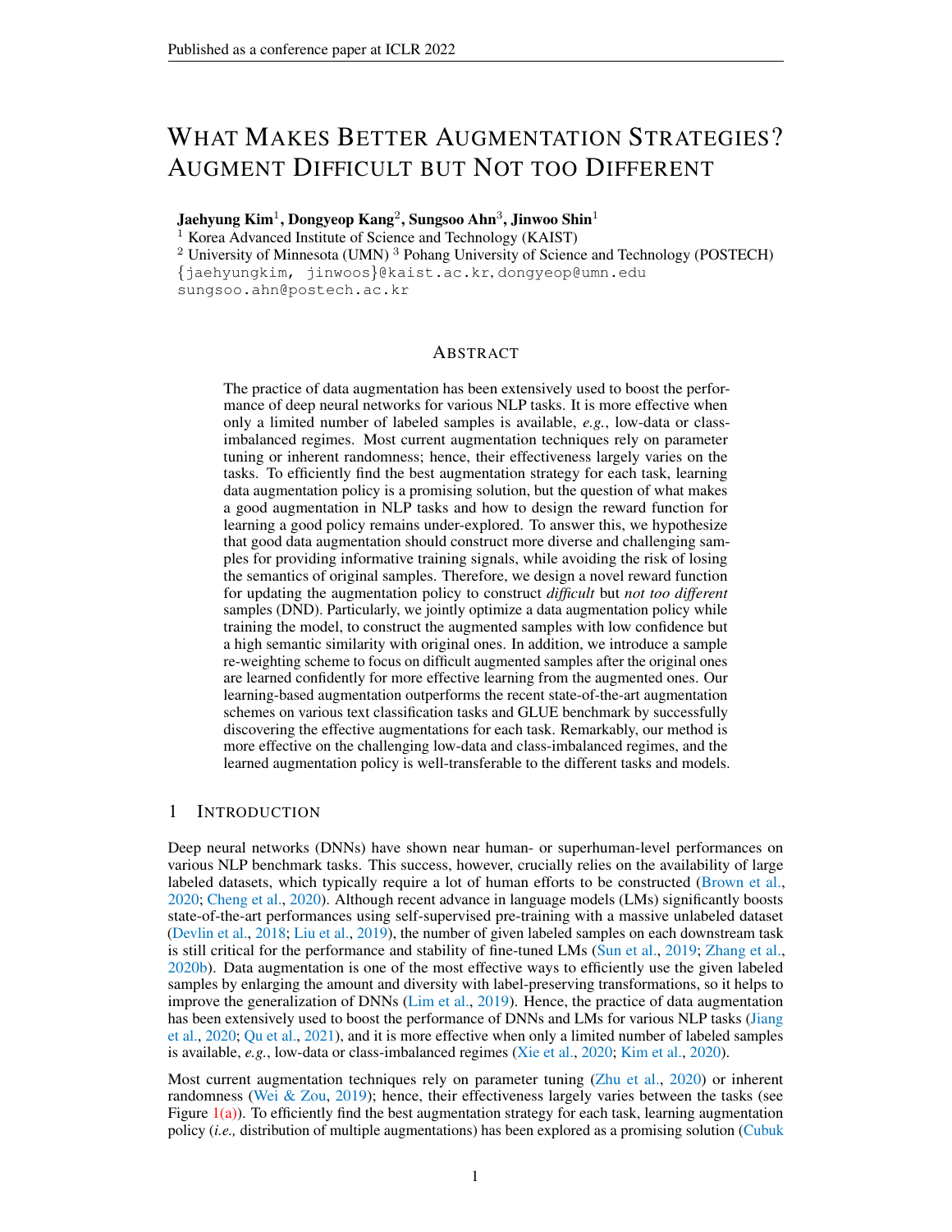# What Makes Better Augmentation Strategies? Augment Difficult but Not too Different

**Jaehyung Kim**[1], **Dongyeop Kang**[2], **Sungsoo Ahn**[3], **Jinwoo Shin**[1]

[1] Korea Advanced Institute of Science and Technology (KAIST)

[2] University of Minnesota (UMN) [3] Pohang University of Science and Technology (POSTECH)

{jaehyungkim, jinwoos}@kaist.ac.kr, dongyeop@umn.edu
sungsoo.ahn@postech.ac.kr

## Abstract

The practice of data augmentation has been extensively used to boost the performance of deep neural networks for various NLP tasks. It is more effective when only a limited number of labeled samples is available, *e.g.*, low-data or class-imbalanced regimes. Most current augmentation techniques rely on parameter tuning or inherent randomness; hence, their effectiveness largely varies on the tasks. To efficiently find the best augmentation strategy for each task, learning data augmentation policy is a promising solution, but the question of what makes a good augmentation in NLP tasks and how to design the reward function for learning a good policy remains under-explored. To answer this, we hypothesize that good data augmentation should construct more diverse and challenging samples for providing informative training signals, while avoiding the risk of losing the semantics of original samples. Therefore, we design a novel reward function for updating the augmentation policy to construct *difficult* but *not too different* samples (DND). Particularly, we jointly optimize a data augmentation policy while training the model, to construct the augmented samples with low confidence but a high semantic similarity with original ones. In addition, we introduce a sample re-weighting scheme to focus on difficult augmented samples after the original ones are learned confidently for more effective learning from the augmented ones. Our learning-based augmentation outperforms the recent state-of-the-art augmentation schemes on various text classification tasks and GLUE benchmark by successfully discovering the effective augmentations for each task. Remarkably, our method is more effective on the challenging low-data and class-imbalanced regimes, and the learned augmentation policy is well-transferable to the different tasks and models.

## 1 Introduction

Deep neural networks (DNNs) have shown near human- or superhuman-level performances on various NLP benchmark tasks. This success, however, crucially relies on the availability of large labeled datasets, which typically require a lot of human efforts to be constructed (Brown et al., 2020; Cheng et al., 2020). Although recent advance in language models (LMs) significantly boosts state-of-the-art performances using self-supervised pre-training with a massive unlabeled dataset (Devlin et al., 2018; Liu et al., 2019), the number of given labeled samples on each downstream task is still critical for the performance and stability of fine-tuned LMs (Sun et al., 2019; Zhang et al., 2020b). Data augmentation is one of the most effective ways to efficiently use the given labeled samples by enlarging the amount and diversity with label-preserving transformations, so it helps to improve the generalization of DNNs (Lim et al., 2019). Hence, the practice of data augmentation has been extensively used to boost the performance of DNNs and LMs for various NLP tasks (Jiang et al., 2020; Qu et al., 2021), and it is more effective when only a limited number of labeled samples is available, *e.g.*, low-data or class-imbalanced regimes (Xie et al., 2020; Kim et al., 2020).

Most current augmentation techniques rely on parameter tuning (Zhu et al., 2020) or inherent randomness (Wei & Zou, 2019); hence, their effectiveness largely varies between the tasks (see Figure 1(a)). To efficiently find the best augmentation strategy for each task, learning augmentation policy (*i.e.,* distribution of multiple augmentations) has been explored as a promising solution (Cubuk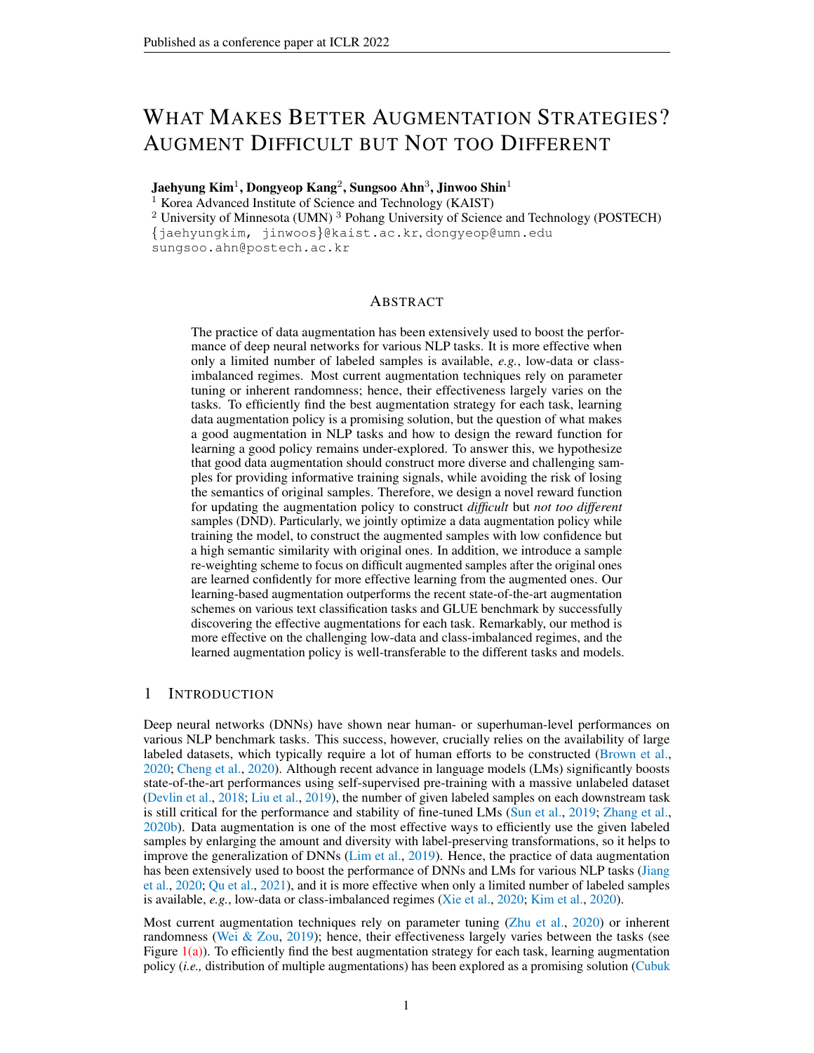# WHAT MAKES BETTER AUGMENTATION STRATEGIES? AUGMENT DIFFICULT BUT NOT TOO DIFFERENT

**Jaehyung Kim**[1], **Dongyeop Kang**[2], **Sungsoo Ahn**[3], **Jinwoo Shin**[1]

[1] Korea Advanced Institute of Science and Technology (KAIST)
[2] University of Minnesota (UMN) [3] Pohang University of Science and Technology (POSTECH)
{jaehyungkim, jinwoos}@kaist.ac.kr, dongyeop@umn.edu
sungsoo.ahn@postech.ac.kr

## ABSTRACT

The practice of data augmentation has been extensively used to boost the performance of deep neural networks for various NLP tasks. It is more effective when only a limited number of labeled samples is available, *e.g.*, low-data or class-imbalanced regimes. Most current augmentation techniques rely on parameter tuning or inherent randomness; hence, their effectiveness largely varies on the tasks. To efficiently find the best augmentation strategy for each task, learning data augmentation policy is a promising solution, but the question of what makes a good augmentation in NLP tasks and how to design the reward function for learning a good policy remains under-explored. To answer this, we hypothesize that good data augmentation should construct more diverse and challenging samples for providing informative training signals, while avoiding the risk of losing the semantics of original samples. Therefore, we design a novel reward function for updating the augmentation policy to construct *difficult* but *not too different* samples (DND). Particularly, we jointly optimize a data augmentation policy while training the model, to construct the augmented samples with low confidence but a high semantic similarity with original ones. In addition, we introduce a sample re-weighting scheme to focus on difficult augmented samples after the original ones are learned confidently for more effective learning from the augmented ones. Our learning-based augmentation outperforms the recent state-of-the-art augmentation schemes on various text classification tasks and GLUE benchmark by successfully discovering the effective augmentations for each task. Remarkably, our method is more effective on the challenging low-data and class-imbalanced regimes, and the learned augmentation policy is well-transferable to the different tasks and models.

## 1 INTRODUCTION

Deep neural networks (DNNs) have shown near human- or superhuman-level performances on various NLP benchmark tasks. This success, however, crucially relies on the availability of large labeled datasets, which typically require a lot of human efforts to be constructed (Brown et al., 2020; Cheng et al., 2020). Although recent advance in language models (LMs) significantly boosts state-of-the-art performances using self-supervised pre-training with a massive unlabeled dataset (Devlin et al., 2018; Liu et al., 2019), the number of given labeled samples on each downstream task is still critical for the performance and stability of fine-tuned LMs (Sun et al., 2019; Zhang et al., 2020b). Data augmentation is one of the most effective ways to efficiently use the given labeled samples by enlarging the amount and diversity with label-preserving transformations, so it helps to improve the generalization of DNNs (Lim et al., 2019). Hence, the practice of data augmentation has been extensively used to boost the performance of DNNs and LMs for various NLP tasks (Jiang et al., 2020; Qu et al., 2021), and it is more effective when only a limited number of labeled samples is available, *e.g.*, low-data or class-imbalanced regimes (Xie et al., 2020; Kim et al., 2020).

Most current augmentation techniques rely on parameter tuning (Zhu et al., 2020) or inherent randomness (Wei & Zou, 2019); hence, their effectiveness largely varies between the tasks (see Figure 1(a)). To efficiently find the best augmentation strategy for each task, learning augmentation policy (*i.e.,* distribution of multiple augmentations) has been explored as a promising solution (Cubuk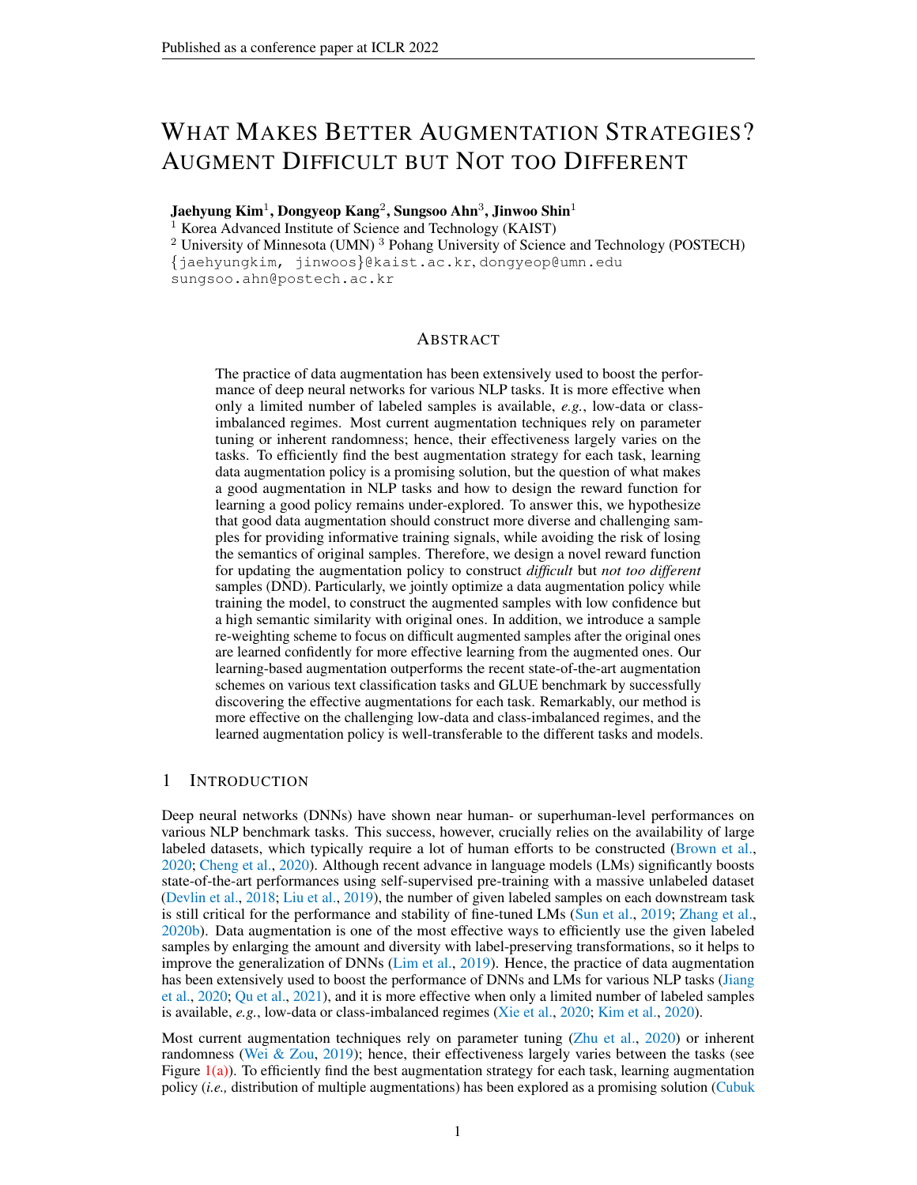# What Makes Better Augmentation Strategies? Augment Difficult but Not too Different

**Jaehyung Kim**[1], **Dongyeop Kang**[2], **Sungsoo Ahn**[3], **Jinwoo Shin**[1]

[1] Korea Advanced Institute of Science and Technology (KAIST)

[2] University of Minnesota (UMN) [3] Pohang University of Science and Technology (POSTECH)

{jaehyungkim, jinwoos}@kaist.ac.kr, dongyeop@umn.edu

sungsoo.ahn@postech.ac.kr

## Abstract

The practice of data augmentation has been extensively used to boost the performance of deep neural networks for various NLP tasks. It is more effective when only a limited number of labeled samples is available, *e.g.*, low-data or class-imbalanced regimes. Most current augmentation techniques rely on parameter tuning or inherent randomness; hence, their effectiveness largely varies on the tasks. To efficiently find the best augmentation strategy for each task, learning data augmentation policy is a promising solution, but the question of what makes a good augmentation in NLP tasks and how to design the reward function for learning a good policy remains under-explored. To answer this, we hypothesize that good data augmentation should construct more diverse and challenging samples for providing informative training signals, while avoiding the risk of losing the semantics of original samples. Therefore, we design a novel reward function for updating the augmentation policy to construct *difficult* but *not too different* samples (DND). Particularly, we jointly optimize a data augmentation policy while training the model, to construct the augmented samples with low confidence but a high semantic similarity with original ones. In addition, we introduce a sample re-weighting scheme to focus on difficult augmented samples after the original ones are learned confidently for more effective learning from the augmented ones. Our learning-based augmentation outperforms the recent state-of-the-art augmentation schemes on various text classification tasks and GLUE benchmark by successfully discovering the effective augmentations for each task. Remarkably, our method is more effective on the challenging low-data and class-imbalanced regimes, and the learned augmentation policy is well-transferable to the different tasks and models.

## 1 Introduction

Deep neural networks (DNNs) have shown near human- or superhuman-level performances on various NLP benchmark tasks. This success, however, crucially relies on the availability of large labeled datasets, which typically require a lot of human efforts to be constructed (Brown et al., 2020; Cheng et al., 2020). Although recent advance in language models (LMs) significantly boosts state-of-the-art performances using self-supervised pre-training with a massive unlabeled dataset (Devlin et al., 2018; Liu et al., 2019), the number of given labeled samples on each downstream task is still critical for the performance and stability of fine-tuned LMs (Sun et al., 2019; Zhang et al., 2020b). Data augmentation is one of the most effective ways to efficiently use the given labeled samples by enlarging the amount and diversity with label-preserving transformations, so it helps to improve the generalization of DNNs (Lim et al., 2019). Hence, the practice of data augmentation has been extensively used to boost the performance of DNNs and LMs for various NLP tasks (Jiang et al., 2020; Qu et al., 2021), and it is more effective when only a limited number of labeled samples is available, *e.g.*, low-data or class-imbalanced regimes (Xie et al., 2020; Kim et al., 2020).

Most current augmentation techniques rely on parameter tuning (Zhu et al., 2020) or inherent randomness (Wei & Zou, 2019); hence, their effectiveness largely varies between the tasks (see Figure 1(a)). To efficiently find the best augmentation strategy for each task, learning augmentation policy (*i.e.,* distribution of multiple augmentations) has been explored as a promising solution (Cubuk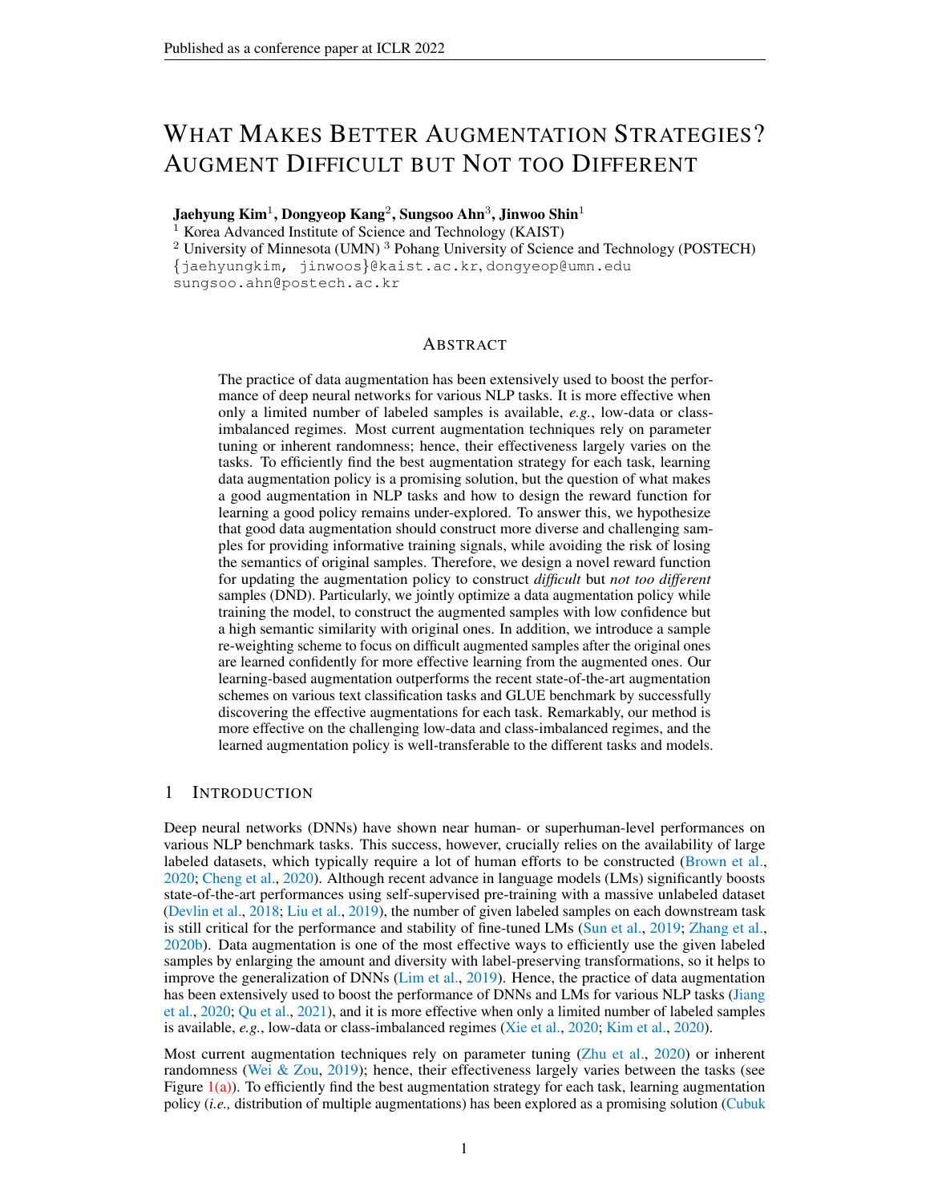# What Makes Better Augmentation Strategies? Augment Difficult but Not too Different

**Jaehyung Kim**[1], **Dongyeop Kang**[2], **Sungsoo Ahn**[3], **Jinwoo Shin**[1]

[1] Korea Advanced Institute of Science and Technology (KAIST)

[2] University of Minnesota (UMN) [3] Pohang University of Science and Technology (POSTECH)

{jaehyungkim, jinwoos}@kaist.ac.kr, dongyeop@umn.edu

sungsoo.ahn@postech.ac.kr

## Abstract

The practice of data augmentation has been extensively used to boost the performance of deep neural networks for various NLP tasks. It is more effective when only a limited number of labeled samples is available, *e.g.*, low-data or class-imbalanced regimes. Most current augmentation techniques rely on parameter tuning or inherent randomness; hence, their effectiveness largely varies on the tasks. To efficiently find the best augmentation strategy for each task, learning data augmentation policy is a promising solution, but the question of what makes a good augmentation in NLP tasks and how to design the reward function for learning a good policy remains under-explored. To answer this, we hypothesize that good data augmentation should construct more diverse and challenging samples for providing informative training signals, while avoiding the risk of losing the semantics of original samples. Therefore, we design a novel reward function for updating the augmentation policy to construct *difficult* but *not too different* samples (DND). Particularly, we jointly optimize a data augmentation policy while training the model, to construct the augmented samples with low confidence but a high semantic similarity with original ones. In addition, we introduce a sample re-weighting scheme to focus on difficult augmented samples after the original ones are learned confidently for more effective learning from the augmented ones. Our learning-based augmentation outperforms the recent state-of-the-art augmentation schemes on various text classification tasks and GLUE benchmark by successfully discovering the effective augmentations for each task. Remarkably, our method is more effective on the challenging low-data and class-imbalanced regimes, and the learned augmentation policy is well-transferable to the different tasks and models.

## 1 Introduction

Deep neural networks (DNNs) have shown near human- or superhuman-level performances on various NLP benchmark tasks. This success, however, crucially relies on the availability of large labeled datasets, which typically require a lot of human efforts to be constructed (Brown et al., 2020; Cheng et al., 2020). Although recent advance in language models (LMs) significantly boosts state-of-the-art performances using self-supervised pre-training with a massive unlabeled dataset (Devlin et al., 2018; Liu et al., 2019), the number of given labeled samples on each downstream task is still critical for the performance and stability of fine-tuned LMs (Sun et al., 2019; Zhang et al., 2020b). Data augmentation is one of the most effective ways to efficiently use the given labeled samples by enlarging the amount and diversity with label-preserving transformations, so it helps to improve the generalization of DNNs (Lim et al., 2019). Hence, the practice of data augmentation has been extensively used to boost the performance of DNNs and LMs for various NLP tasks (Jiang et al., 2020; Qu et al., 2021), and it is more effective when only a limited number of labeled samples is available, *e.g.*, low-data or class-imbalanced regimes (Xie et al., 2020; Kim et al., 2020).

Most current augmentation techniques rely on parameter tuning (Zhu et al., 2020) or inherent randomness (Wei & Zou, 2019); hence, their effectiveness largely varies between the tasks (see Figure 1(a)). To efficiently find the best augmentation strategy for each task, learning augmentation policy (*i.e.,* distribution of multiple augmentations) has been explored as a promising solution (Cubuk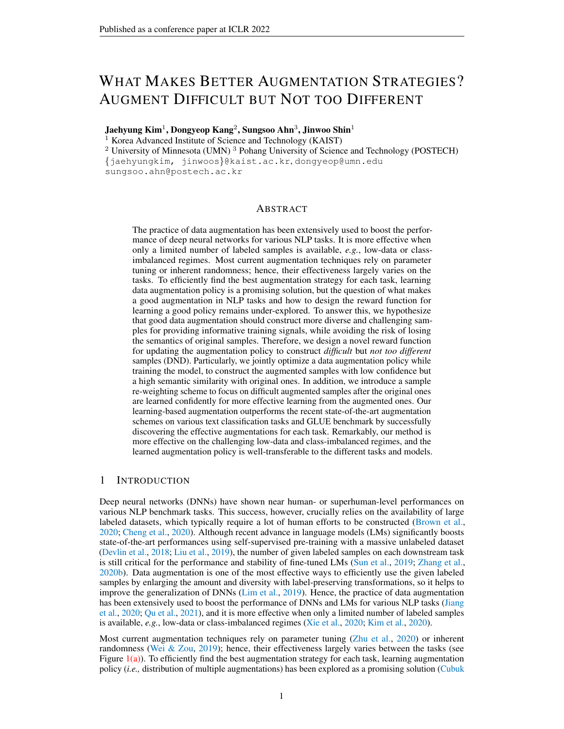# What Makes Better Augmentation Strategies? Augment Difficult but Not too Different

**Jaehyung Kim**[1], **Dongyeop Kang**[2], **Sungsoo Ahn**[3], **Jinwoo Shin**[1]

[1] Korea Advanced Institute of Science and Technology (KAIST)
[2] University of Minnesota (UMN) [3] Pohang University of Science and Technology (POSTECH)
{jaehyungkim, jinwoos}@kaist.ac.kr, dongyeop@umn.edu
sungsoo.ahn@postech.ac.kr

## Abstract

The practice of data augmentation has been extensively used to boost the performance of deep neural networks for various NLP tasks. It is more effective when only a limited number of labeled samples is available, *e.g.*, low-data or class-imbalanced regimes. Most current augmentation techniques rely on parameter tuning or inherent randomness; hence, their effectiveness largely varies on the tasks. To efficiently find the best augmentation strategy for each task, learning data augmentation policy is a promising solution, but the question of what makes a good augmentation in NLP tasks and how to design the reward function for learning a good policy remains under-explored. To answer this, we hypothesize that good data augmentation should construct more diverse and challenging samples for providing informative training signals, while avoiding the risk of losing the semantics of original samples. Therefore, we design a novel reward function for updating the augmentation policy to construct *difficult* but *not too different* samples (DND). Particularly, we jointly optimize a data augmentation policy while training the model, to construct the augmented samples with low confidence but a high semantic similarity with original ones. In addition, we introduce a sample re-weighting scheme to focus on difficult augmented samples after the original ones are learned confidently for more effective learning from the augmented ones. Our learning-based augmentation outperforms the recent state-of-the-art augmentation schemes on various text classification tasks and GLUE benchmark by successfully discovering the effective augmentations for each task. Remarkably, our method is more effective on the challenging low-data and class-imbalanced regimes, and the learned augmentation policy is well-transferable to the different tasks and models.

## 1 Introduction

Deep neural networks (DNNs) have shown near human- or superhuman-level performances on various NLP benchmark tasks. This success, however, crucially relies on the availability of large labeled datasets, which typically require a lot of human efforts to be constructed (Brown et al., 2020; Cheng et al., 2020). Although recent advance in language models (LMs) significantly boosts state-of-the-art performances using self-supervised pre-training with a massive unlabeled dataset (Devlin et al., 2018; Liu et al., 2019), the number of given labeled samples on each downstream task is still critical for the performance and stability of fine-tuned LMs (Sun et al., 2019; Zhang et al., 2020b). Data augmentation is one of the most effective ways to efficiently use the given labeled samples by enlarging the amount and diversity with label-preserving transformations, so it helps to improve the generalization of DNNs (Lim et al., 2019). Hence, the practice of data augmentation has been extensively used to boost the performance of DNNs and LMs for various NLP tasks (Jiang et al., 2020; Qu et al., 2021), and it is more effective when only a limited number of labeled samples is available, *e.g.*, low-data or class-imbalanced regimes (Xie et al., 2020; Kim et al., 2020).

Most current augmentation techniques rely on parameter tuning (Zhu et al., 2020) or inherent randomness (Wei & Zou, 2019); hence, their effectiveness largely varies between the tasks (see Figure 1(a)). To efficiently find the best augmentation strategy for each task, learning augmentation policy (*i.e.,* distribution of multiple augmentations) has been explored as a promising solution (Cubuk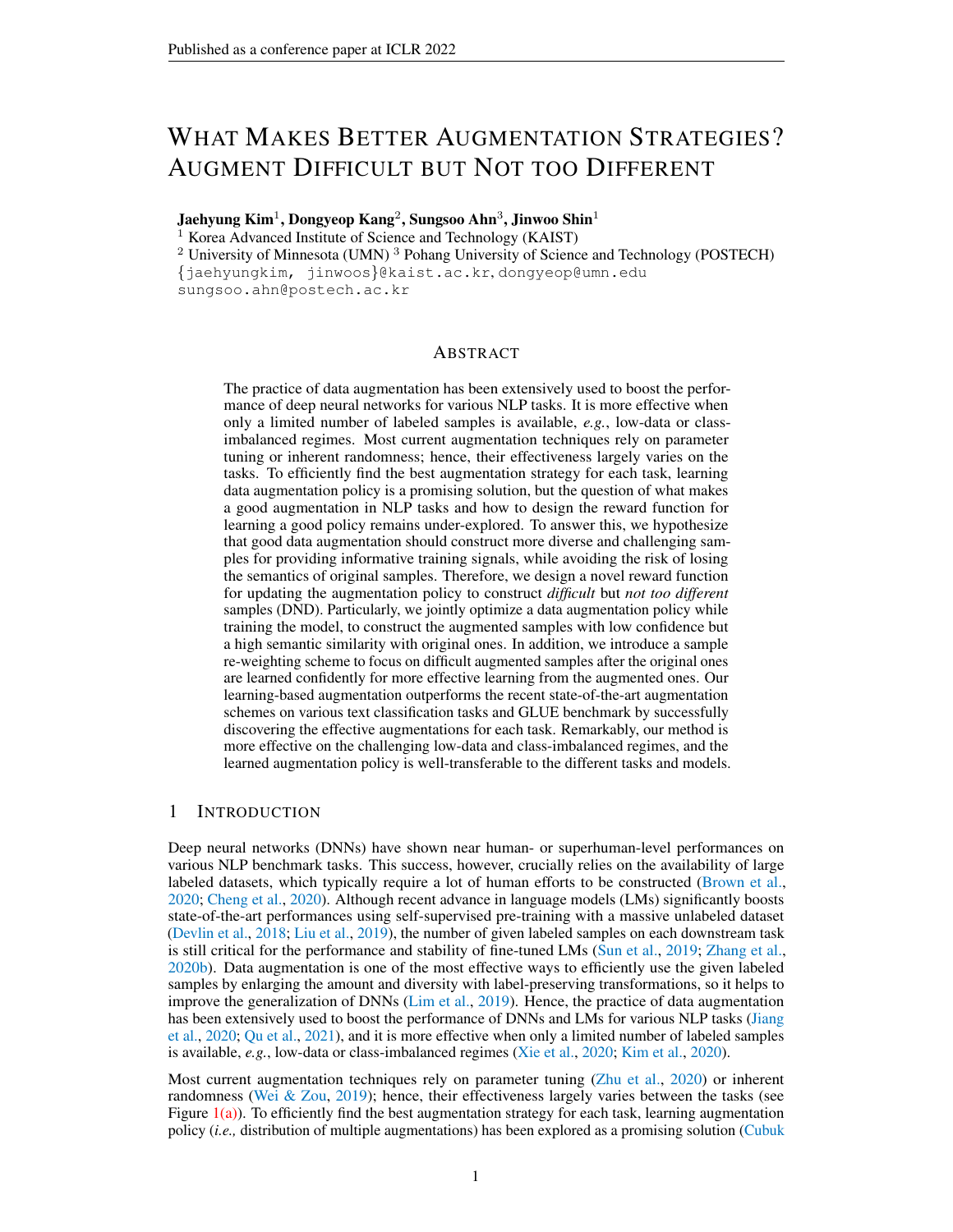# What Makes Better Augmentation Strategies? Augment Difficult but Not too Different

**Jaehyung Kim**[1], **Dongyeop Kang**[2], **Sungsoo Ahn**[3], **Jinwoo Shin**[1]

[1] Korea Advanced Institute of Science and Technology (KAIST)

[2] University of Minnesota (UMN) [3] Pohang University of Science and Technology (POSTECH)

{jaehyungkim, jinwoos}@kaist.ac.kr, dongyeop@umn.edu

sungsoo.ahn@postech.ac.kr

## Abstract

The practice of data augmentation has been extensively used to boost the performance of deep neural networks for various NLP tasks. It is more effective when only a limited number of labeled samples is available, *e.g.*, low-data or class-imbalanced regimes. Most current augmentation techniques rely on parameter tuning or inherent randomness; hence, their effectiveness largely varies on the tasks. To efficiently find the best augmentation strategy for each task, learning data augmentation policy is a promising solution, but the question of what makes a good augmentation in NLP tasks and how to design the reward function for learning a good policy remains under-explored. To answer this, we hypothesize that good data augmentation should construct more diverse and challenging samples for providing informative training signals, while avoiding the risk of losing the semantics of original samples. Therefore, we design a novel reward function for updating the augmentation policy to construct *difficult* but *not too different* samples (DND). Particularly, we jointly optimize a data augmentation policy while training the model, to construct the augmented samples with low confidence but a high semantic similarity with original ones. In addition, we introduce a sample re-weighting scheme to focus on difficult augmented samples after the original ones are learned confidently for more effective learning from the augmented ones. Our learning-based augmentation outperforms the recent state-of-the-art augmentation schemes on various text classification tasks and GLUE benchmark by successfully discovering the effective augmentations for each task. Remarkably, our method is more effective on the challenging low-data and class-imbalanced regimes, and the learned augmentation policy is well-transferable to the different tasks and models.

## 1 Introduction

Deep neural networks (DNNs) have shown near human- or superhuman-level performances on various NLP benchmark tasks. This success, however, crucially relies on the availability of large labeled datasets, which typically require a lot of human efforts to be constructed (Brown et al., 2020; Cheng et al., 2020). Although recent advance in language models (LMs) significantly boosts state-of-the-art performances using self-supervised pre-training with a massive unlabeled dataset (Devlin et al., 2018; Liu et al., 2019), the number of given labeled samples on each downstream task is still critical for the performance and stability of fine-tuned LMs (Sun et al., 2019; Zhang et al., 2020b). Data augmentation is one of the most effective ways to efficiently use the given labeled samples by enlarging the amount and diversity with label-preserving transformations, so it helps to improve the generalization of DNNs (Lim et al., 2019). Hence, the practice of data augmentation has been extensively used to boost the performance of DNNs and LMs for various NLP tasks (Jiang et al., 2020; Qu et al., 2021), and it is more effective when only a limited number of labeled samples is available, *e.g.*, low-data or class-imbalanced regimes (Xie et al., 2020; Kim et al., 2020).

Most current augmentation techniques rely on parameter tuning (Zhu et al., 2020) or inherent randomness (Wei & Zou, 2019); hence, their effectiveness largely varies between the tasks (see Figure 1(a)). To efficiently find the best augmentation strategy for each task, learning augmentation policy (*i.e.,* distribution of multiple augmentations) has been explored as a promising solution (Cubuk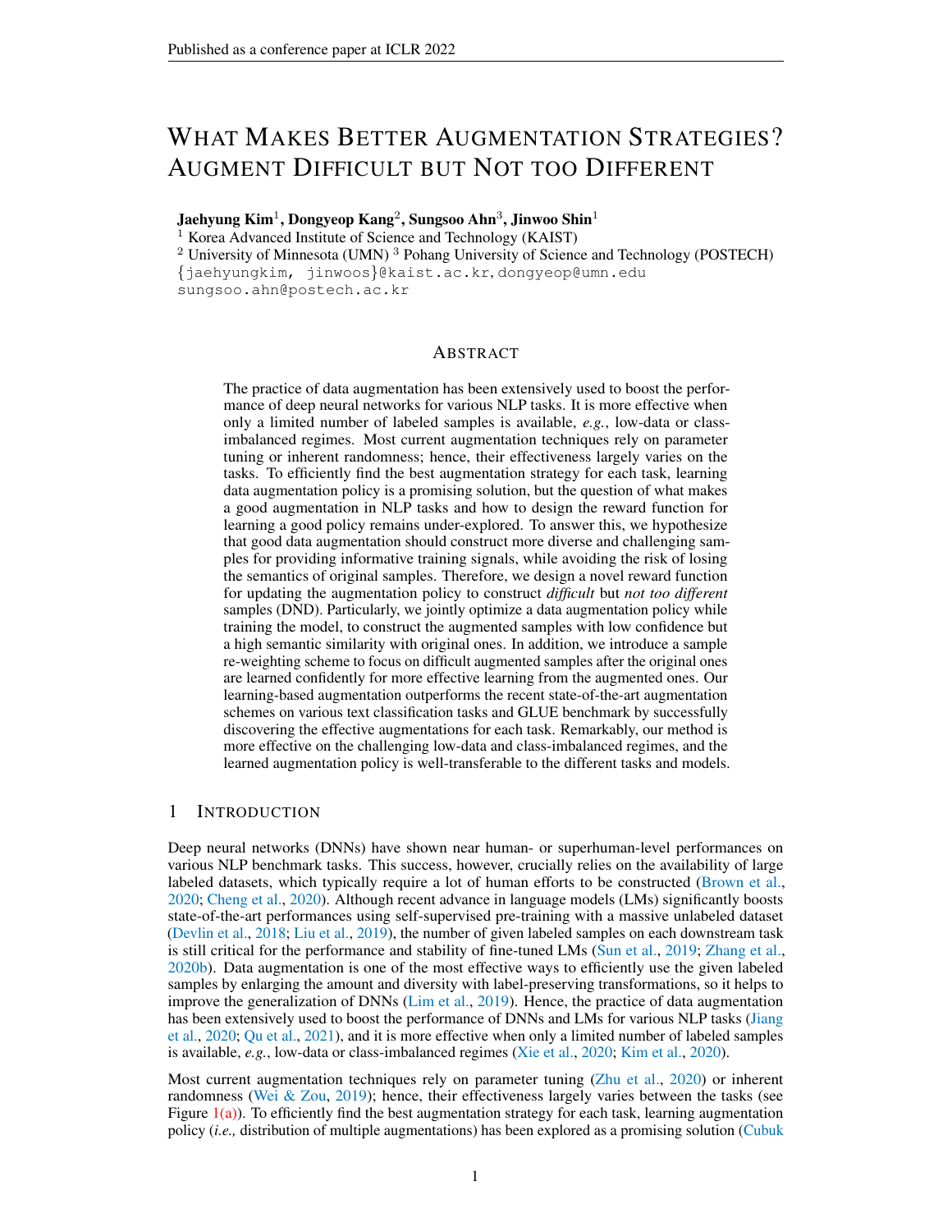# WHAT MAKES BETTER AUGMENTATION STRATEGIES? AUGMENT DIFFICULT BUT NOT TOO DIFFERENT

**Jaehyung Kim**[1], **Dongyeop Kang**[2], **Sungsoo Ahn**[3], **Jinwoo Shin**[1]

[1] Korea Advanced Institute of Science and Technology (KAIST)
[2] University of Minnesota (UMN) [3] Pohang University of Science and Technology (POSTECH)
{jaehyungkim, jinwoos}@kaist.ac.kr, dongyeop@umn.edu
sungsoo.ahn@postech.ac.kr

## ABSTRACT

The practice of data augmentation has been extensively used to boost the performance of deep neural networks for various NLP tasks. It is more effective when only a limited number of labeled samples is available, *e.g.*, low-data or class-imbalanced regimes. Most current augmentation techniques rely on parameter tuning or inherent randomness; hence, their effectiveness largely varies on the tasks. To efficiently find the best augmentation strategy for each task, learning data augmentation policy is a promising solution, but the question of what makes a good augmentation in NLP tasks and how to design the reward function for learning a good policy remains under-explored. To answer this, we hypothesize that good data augmentation should construct more diverse and challenging samples for providing informative training signals, while avoiding the risk of losing the semantics of original samples. Therefore, we design a novel reward function for updating the augmentation policy to construct *difficult* but *not too different* samples (DND). Particularly, we jointly optimize a data augmentation policy while training the model, to construct the augmented samples with low confidence but a high semantic similarity with original ones. In addition, we introduce a sample re-weighting scheme to focus on difficult augmented samples after the original ones are learned confidently for more effective learning from the augmented ones. Our learning-based augmentation outperforms the recent state-of-the-art augmentation schemes on various text classification tasks and GLUE benchmark by successfully discovering the effective augmentations for each task. Remarkably, our method is more effective on the challenging low-data and class-imbalanced regimes, and the learned augmentation policy is well-transferable to the different tasks and models.

## 1 INTRODUCTION

Deep neural networks (DNNs) have shown near human- or superhuman-level performances on various NLP benchmark tasks. This success, however, crucially relies on the availability of large labeled datasets, which typically require a lot of human efforts to be constructed (Brown et al., 2020; Cheng et al., 2020). Although recent advance in language models (LMs) significantly boosts state-of-the-art performances using self-supervised pre-training with a massive unlabeled dataset (Devlin et al., 2018; Liu et al., 2019), the number of given labeled samples on each downstream task is still critical for the performance and stability of fine-tuned LMs (Sun et al., 2019; Zhang et al., 2020b). Data augmentation is one of the most effective ways to efficiently use the given labeled samples by enlarging the amount and diversity with label-preserving transformations, so it helps to improve the generalization of DNNs (Lim et al., 2019). Hence, the practice of data augmentation has been extensively used to boost the performance of DNNs and LMs for various NLP tasks (Jiang et al., 2020; Qu et al., 2021), and it is more effective when only a limited number of labeled samples is available, *e.g.*, low-data or class-imbalanced regimes (Xie et al., 2020; Kim et al., 2020).

Most current augmentation techniques rely on parameter tuning (Zhu et al., 2020) or inherent randomness (Wei & Zou, 2019); hence, their effectiveness largely varies between the tasks (see Figure 1(a)). To efficiently find the best augmentation strategy for each task, learning augmentation policy (*i.e.,* distribution of multiple augmentations) has been explored as a promising solution (Cubuk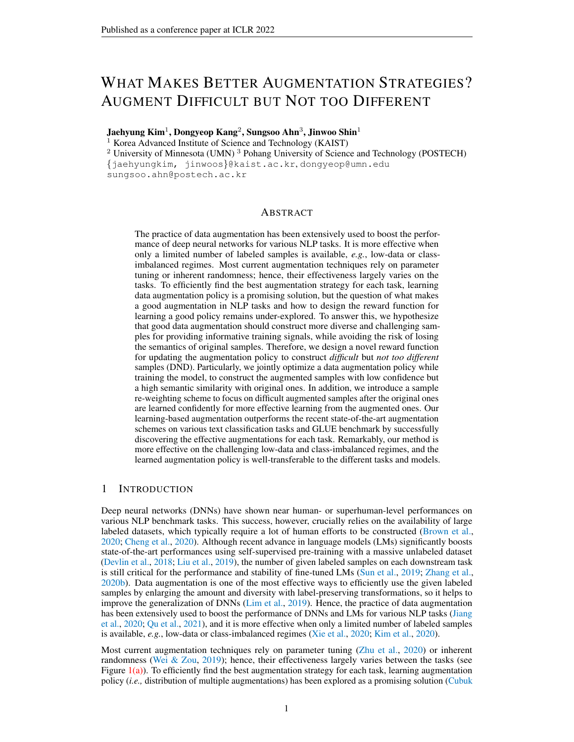# What Makes Better Augmentation Strategies? Augment Difficult but Not too Different

**Jaehyung Kim**[1], **Dongyeop Kang**[2], **Sungsoo Ahn**[3], **Jinwoo Shin**[1]

[1] Korea Advanced Institute of Science and Technology (KAIST)
[2] University of Minnesota (UMN) [3] Pohang University of Science and Technology (POSTECH)
{jaehyungkim, jinwoos}@kaist.ac.kr, dongyeop@umn.edu
sungsoo.ahn@postech.ac.kr

## Abstract

The practice of data augmentation has been extensively used to boost the performance of deep neural networks for various NLP tasks. It is more effective when only a limited number of labeled samples is available, *e.g.*, low-data or class-imbalanced regimes. Most current augmentation techniques rely on parameter tuning or inherent randomness; hence, their effectiveness largely varies on the tasks. To efficiently find the best augmentation strategy for each task, learning data augmentation policy is a promising solution, but the question of what makes a good augmentation in NLP tasks and how to design the reward function for learning a good policy remains under-explored. To answer this, we hypothesize that good data augmentation should construct more diverse and challenging samples for providing informative training signals, while avoiding the risk of losing the semantics of original samples. Therefore, we design a novel reward function for updating the augmentation policy to construct *difficult* but *not too different* samples (DND). Particularly, we jointly optimize a data augmentation policy while training the model, to construct the augmented samples with low confidence but a high semantic similarity with original ones. In addition, we introduce a sample re-weighting scheme to focus on difficult augmented samples after the original ones are learned confidently for more effective learning from the augmented ones. Our learning-based augmentation outperforms the recent state-of-the-art augmentation schemes on various text classification tasks and GLUE benchmark by successfully discovering the effective augmentations for each task. Remarkably, our method is more effective on the challenging low-data and class-imbalanced regimes, and the learned augmentation policy is well-transferable to the different tasks and models.

## 1 Introduction

Deep neural networks (DNNs) have shown near human- or superhuman-level performances on various NLP benchmark tasks. This success, however, crucially relies on the availability of large labeled datasets, which typically require a lot of human efforts to be constructed (Brown et al., 2020; Cheng et al., 2020). Although recent advance in language models (LMs) significantly boosts state-of-the-art performances using self-supervised pre-training with a massive unlabeled dataset (Devlin et al., 2018; Liu et al., 2019), the number of given labeled samples on each downstream task is still critical for the performance and stability of fine-tuned LMs (Sun et al., 2019; Zhang et al., 2020b). Data augmentation is one of the most effective ways to efficiently use the given labeled samples by enlarging the amount and diversity with label-preserving transformations, so it helps to improve the generalization of DNNs (Lim et al., 2019). Hence, the practice of data augmentation has been extensively used to boost the performance of DNNs and LMs for various NLP tasks (Jiang et al., 2020; Qu et al., 2021), and it is more effective when only a limited number of labeled samples is available, *e.g.*, low-data or class-imbalanced regimes (Xie et al., 2020; Kim et al., 2020).

Most current augmentation techniques rely on parameter tuning (Zhu et al., 2020) or inherent randomness (Wei & Zou, 2019); hence, their effectiveness largely varies between the tasks (see Figure 1(a)). To efficiently find the best augmentation strategy for each task, learning augmentation policy (*i.e.,* distribution of multiple augmentations) has been explored as a promising solution (Cubuk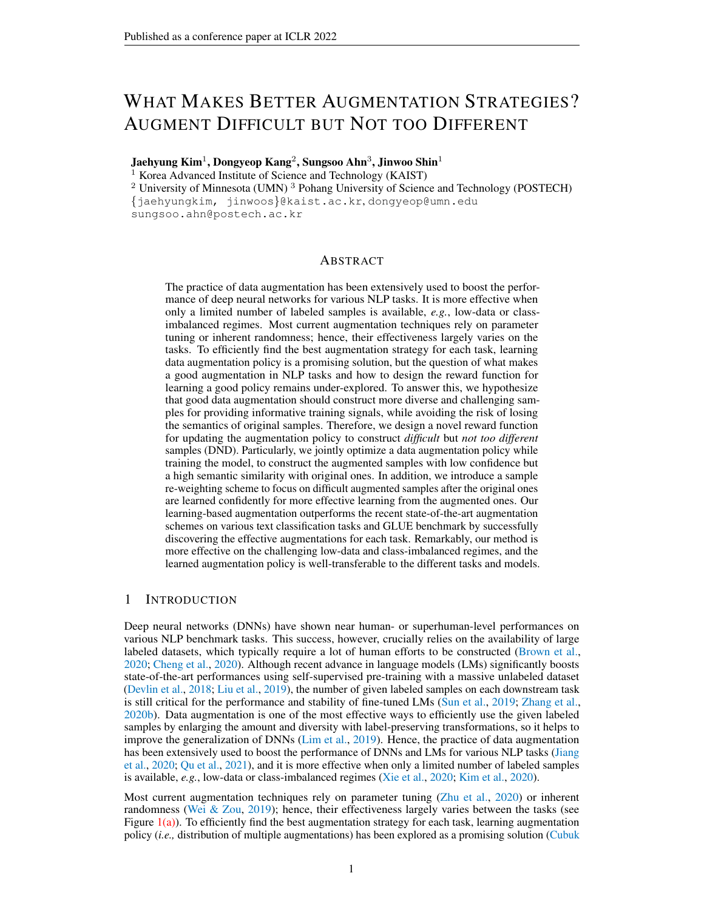# WHAT MAKES BETTER AUGMENTATION STRATEGIES? AUGMENT DIFFICULT BUT NOT TOO DIFFERENT

**Jaehyung Kim**[1], **Dongyeop Kang**[2], **Sungsoo Ahn**[3], **Jinwoo Shin**[1]

[1] Korea Advanced Institute of Science and Technology (KAIST)
[2] University of Minnesota (UMN) [3] Pohang University of Science and Technology (POSTECH)
{jaehyungkim, jinwoos}@kaist.ac.kr, dongyeop@umn.edu
sungsoo.ahn@postech.ac.kr

## ABSTRACT

The practice of data augmentation has been extensively used to boost the performance of deep neural networks for various NLP tasks. It is more effective when only a limited number of labeled samples is available, *e.g.*, low-data or class-imbalanced regimes. Most current augmentation techniques rely on parameter tuning or inherent randomness; hence, their effectiveness largely varies on the tasks. To efficiently find the best augmentation strategy for each task, learning data augmentation policy is a promising solution, but the question of what makes a good augmentation in NLP tasks and how to design the reward function for learning a good policy remains under-explored. To answer this, we hypothesize that good data augmentation should construct more diverse and challenging samples for providing informative training signals, while avoiding the risk of losing the semantics of original samples. Therefore, we design a novel reward function for updating the augmentation policy to construct *difficult* but *not too different* samples (DND). Particularly, we jointly optimize a data augmentation policy while training the model, to construct the augmented samples with low confidence but a high semantic similarity with original ones. In addition, we introduce a sample re-weighting scheme to focus on difficult augmented samples after the original ones are learned confidently for more effective learning from the augmented ones. Our learning-based augmentation outperforms the recent state-of-the-art augmentation schemes on various text classification tasks and GLUE benchmark by successfully discovering the effective augmentations for each task. Remarkably, our method is more effective on the challenging low-data and class-imbalanced regimes, and the learned augmentation policy is well-transferable to the different tasks and models.

## 1 INTRODUCTION

Deep neural networks (DNNs) have shown near human- or superhuman-level performances on various NLP benchmark tasks. This success, however, crucially relies on the availability of large labeled datasets, which typically require a lot of human efforts to be constructed (Brown et al., 2020; Cheng et al., 2020). Although recent advance in language models (LMs) significantly boosts state-of-the-art performances using self-supervised pre-training with a massive unlabeled dataset (Devlin et al., 2018; Liu et al., 2019), the number of given labeled samples on each downstream task is still critical for the performance and stability of fine-tuned LMs (Sun et al., 2019; Zhang et al., 2020b). Data augmentation is one of the most effective ways to efficiently use the given labeled samples by enlarging the amount and diversity with label-preserving transformations, so it helps to improve the generalization of DNNs (Lim et al., 2019). Hence, the practice of data augmentation has been extensively used to boost the performance of DNNs and LMs for various NLP tasks (Jiang et al., 2020; Qu et al., 2021), and it is more effective when only a limited number of labeled samples is available, *e.g.*, low-data or class-imbalanced regimes (Xie et al., 2020; Kim et al., 2020).

Most current augmentation techniques rely on parameter tuning (Zhu et al., 2020) or inherent randomness (Wei & Zou, 2019); hence, their effectiveness largely varies between the tasks (see Figure 1(a)). To efficiently find the best augmentation strategy for each task, learning augmentation policy (*i.e.,* distribution of multiple augmentations) has been explored as a promising solution (Cubuk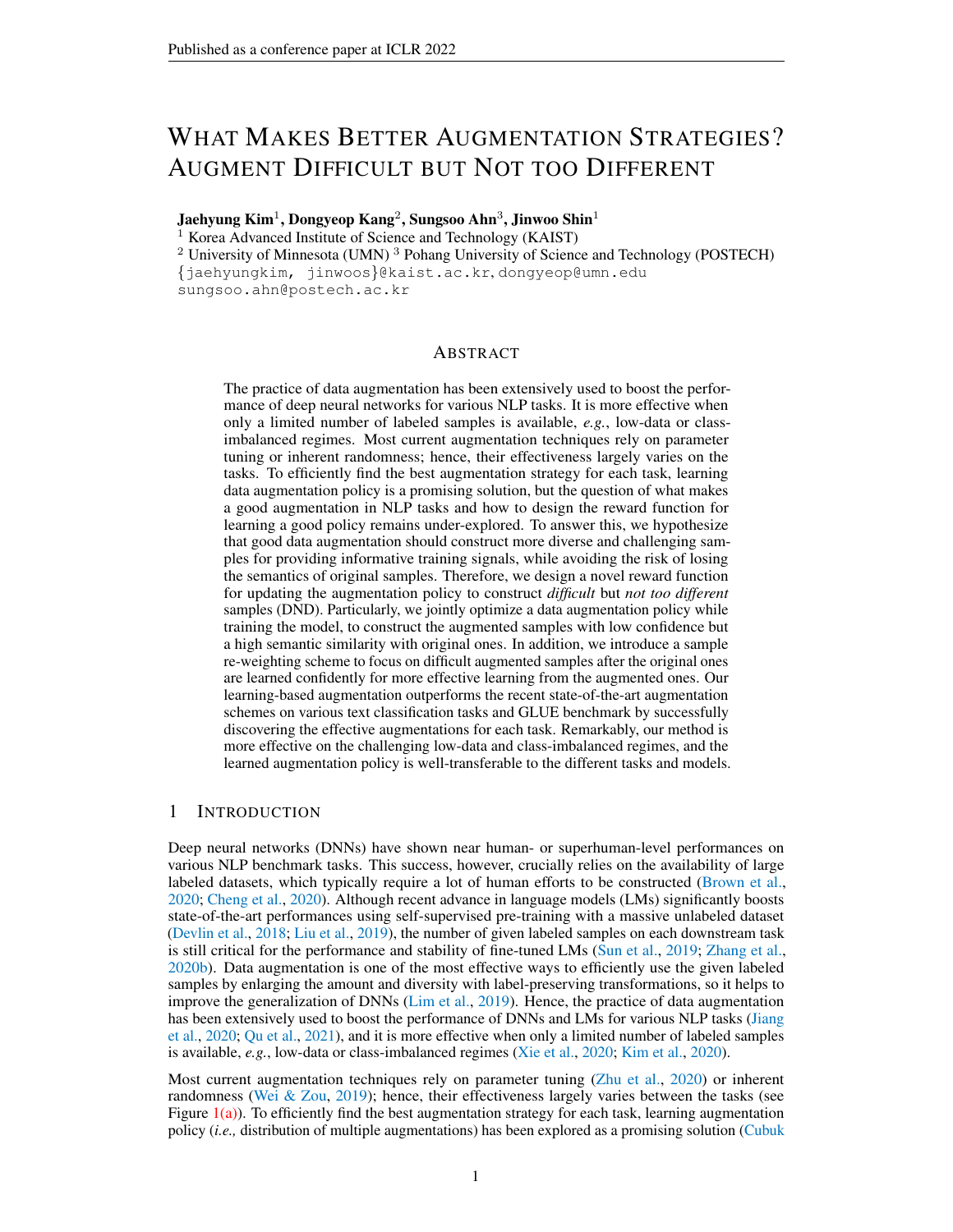# WHAT MAKES BETTER AUGMENTATION STRATEGIES? AUGMENT DIFFICULT BUT NOT TOO DIFFERENT

**Jaehyung Kim**[1], **Dongyeop Kang**[2], **Sungsoo Ahn**[3], **Jinwoo Shin**[1]

[1] Korea Advanced Institute of Science and Technology (KAIST)

[2] University of Minnesota (UMN) [3] Pohang University of Science and Technology (POSTECH)

{jaehyungkim, jinwoos}@kaist.ac.kr, dongyeop@umn.edu

sungsoo.ahn@postech.ac.kr

## ABSTRACT

The practice of data augmentation has been extensively used to boost the performance of deep neural networks for various NLP tasks. It is more effective when only a limited number of labeled samples is available, *e.g.*, low-data or class-imbalanced regimes. Most current augmentation techniques rely on parameter tuning or inherent randomness; hence, their effectiveness largely varies on the tasks. To efficiently find the best augmentation strategy for each task, learning data augmentation policy is a promising solution, but the question of what makes a good augmentation in NLP tasks and how to design the reward function for learning a good policy remains under-explored. To answer this, we hypothesize that good data augmentation should construct more diverse and challenging samples for providing informative training signals, while avoiding the risk of losing the semantics of original samples. Therefore, we design a novel reward function for updating the augmentation policy to construct *difficult* but *not too different* samples (DND). Particularly, we jointly optimize a data augmentation policy while training the model, to construct the augmented samples with low confidence but a high semantic similarity with original ones. In addition, we introduce a sample re-weighting scheme to focus on difficult augmented samples after the original ones are learned confidently for more effective learning from the augmented ones. Our learning-based augmentation outperforms the recent state-of-the-art augmentation schemes on various text classification tasks and GLUE benchmark by successfully discovering the effective augmentations for each task. Remarkably, our method is more effective on the challenging low-data and class-imbalanced regimes, and the learned augmentation policy is well-transferable to the different tasks and models.

## 1 INTRODUCTION

Deep neural networks (DNNs) have shown near human- or superhuman-level performances on various NLP benchmark tasks. This success, however, crucially relies on the availability of large labeled datasets, which typically require a lot of human efforts to be constructed (Brown et al., 2020; Cheng et al., 2020). Although recent advance in language models (LMs) significantly boosts state-of-the-art performances using self-supervised pre-training with a massive unlabeled dataset (Devlin et al., 2018; Liu et al., 2019), the number of given labeled samples on each downstream task is still critical for the performance and stability of fine-tuned LMs (Sun et al., 2019; Zhang et al., 2020b). Data augmentation is one of the most effective ways to efficiently use the given labeled samples by enlarging the amount and diversity with label-preserving transformations, so it helps to improve the generalization of DNNs (Lim et al., 2019). Hence, the practice of data augmentation has been extensively used to boost the performance of DNNs and LMs for various NLP tasks (Jiang et al., 2020; Qu et al., 2021), and it is more effective when only a limited number of labeled samples is available, *e.g.*, low-data or class-imbalanced regimes (Xie et al., 2020; Kim et al., 2020).

Most current augmentation techniques rely on parameter tuning (Zhu et al., 2020) or inherent randomness (Wei & Zou, 2019); hence, their effectiveness largely varies between the tasks (see Figure 1(a)). To efficiently find the best augmentation strategy for each task, learning augmentation policy (*i.e.,* distribution of multiple augmentations) has been explored as a promising solution (Cubuk